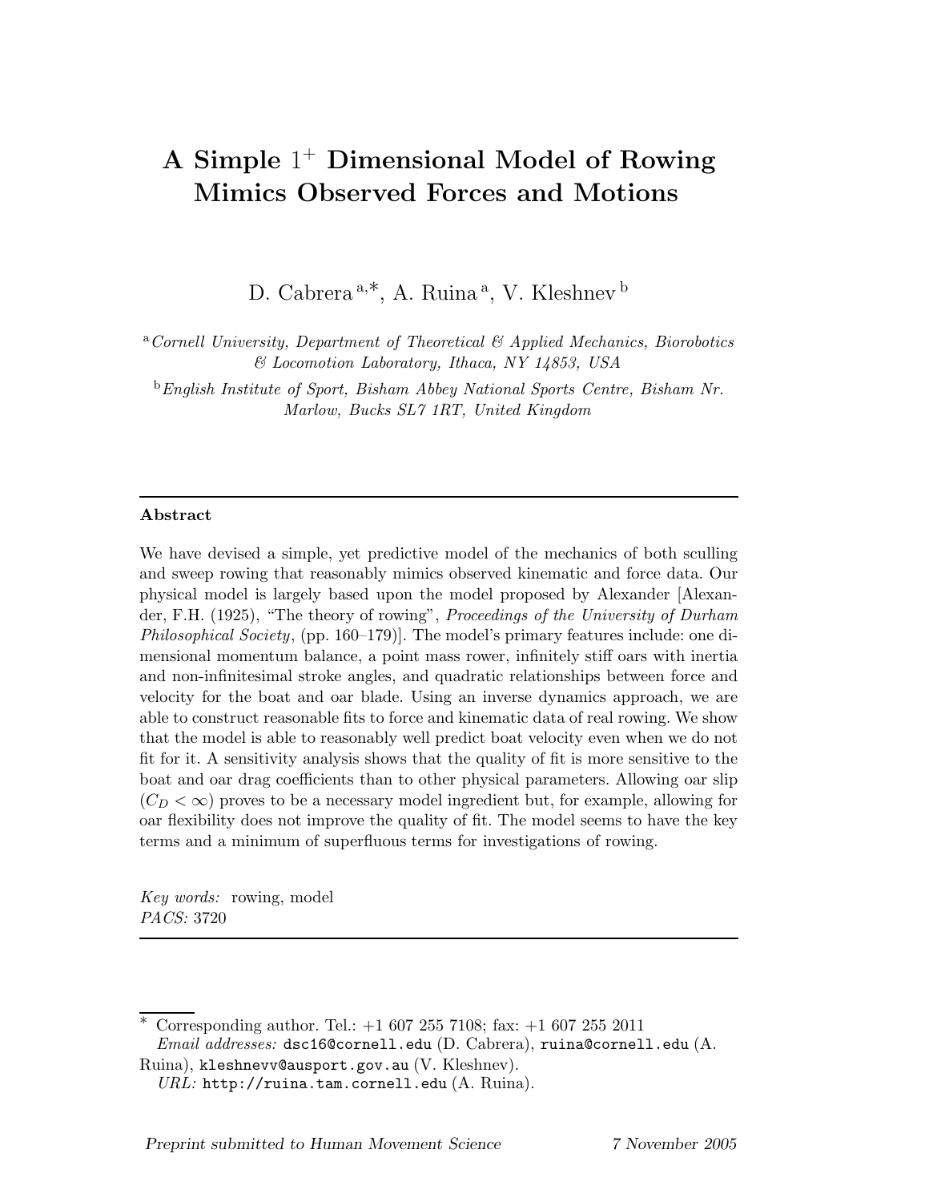# A Simple $1^+$ Dimensional Model of Rowing Mimics Observed Forces and Motions

D. Cabrera [a,*], A. Ruina [a], V. Kleshnev [b]

[a] *Cornell University, Department of Theoretical & Applied Mechanics, Biorobotics & Locomotion Laboratory, Ithaca, NY 14853, USA*

[b] *English Institute of Sport, Bisham Abbey National Sports Centre, Bisham Nr. Marlow, Bucks SL7 1RT, United Kingdom*

---

**Abstract**

We have devised a simple, yet predictive model of the mechanics of both sculling and sweep rowing that reasonably mimics observed kinematic and force data. Our physical model is largely based upon the model proposed by Alexander [Alexander, F.H. (1925), "The theory of rowing", *Proceedings of the University of Durham Philosophical Society*, (pp. 160–179)]. The model's primary features include: one dimensional momentum balance, a point mass rower, infinitely stiff oars with inertia and non-infinitesimal stroke angles, and quadratic relationships between force and velocity for the boat and oar blade. Using an inverse dynamics approach, we are able to construct reasonable fits to force and kinematic data of real rowing. We show that the model is able to reasonably well predict boat velocity even when we do not fit for it. A sensitivity analysis shows that the quality of fit is more sensitive to the boat and oar drag coefficients than to other physical parameters. Allowing oar slip ($C_D < \infty$) proves to be a necessary model ingredient but, for example, allowing for oar flexibility does not improve the quality of fit. The model seems to have the key terms and a minimum of superfluous terms for investigations of rowing.

*Key words:* rowing, model
*PACS:* 3720

---

* Corresponding author. Tel.: +1 607 255 7108; fax: +1 607 255 2011
*Email addresses:* dsc16@cornell.edu (D. Cabrera), ruina@cornell.edu (A. Ruina), kleshnevv@ausport.gov.au (V. Kleshnev).
*URL:* http://ruina.tam.cornell.edu (A. Ruina).

Preprint submitted to Human Movement Science — 7 November 2005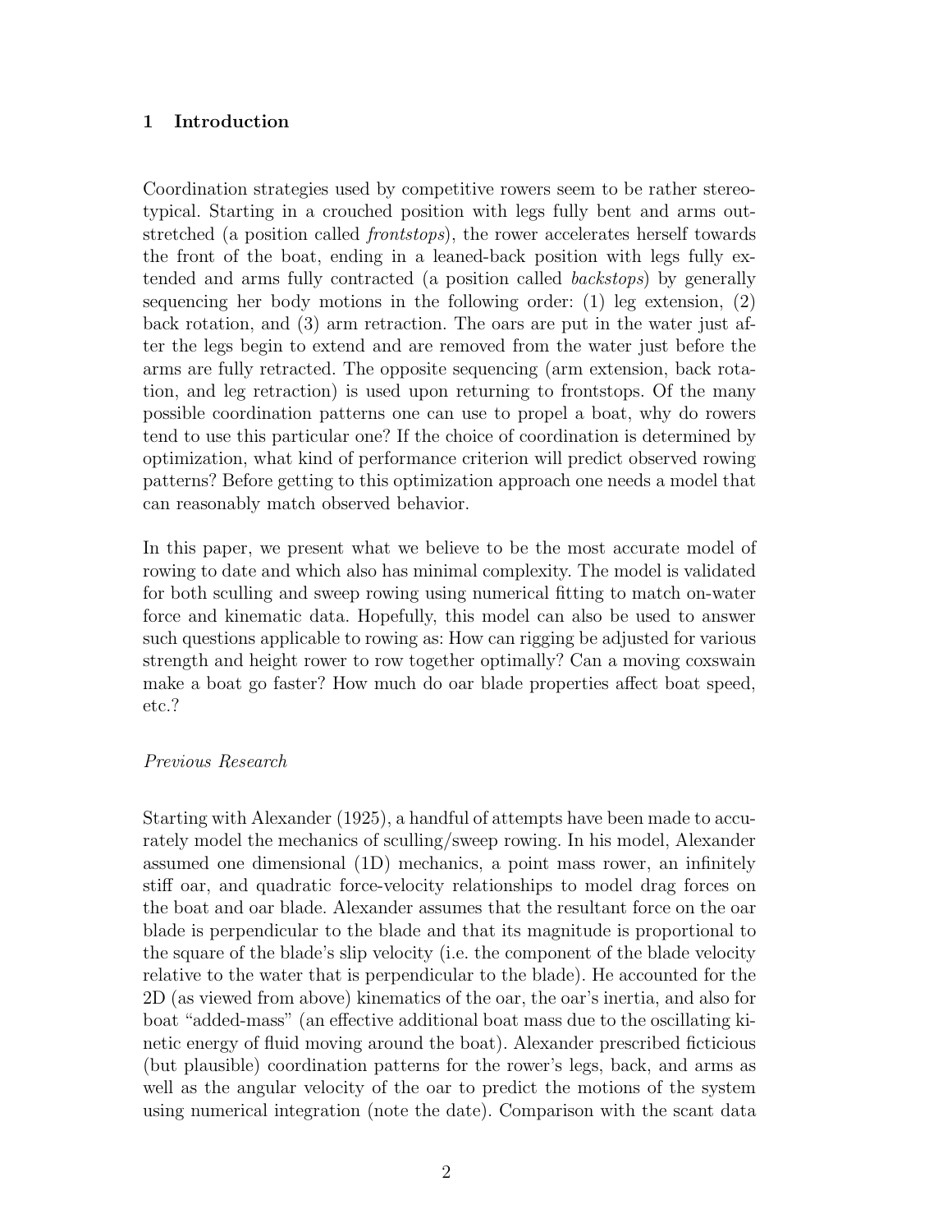## 1 Introduction

Coordination strategies used by competitive rowers seem to be rather stereotypical. Starting in a crouched position with legs fully bent and arms outstretched (a position called *frontstops*), the rower accelerates herself towards the front of the boat, ending in a leaned-back position with legs fully extended and arms fully contracted (a position called *backstops*) by generally sequencing her body motions in the following order: (1) leg extension, (2) back rotation, and (3) arm retraction. The oars are put in the water just after the legs begin to extend and are removed from the water just before the arms are fully retracted. The opposite sequencing (arm extension, back rotation, and leg retraction) is used upon returning to frontstops. Of the many possible coordination patterns one can use to propel a boat, why do rowers tend to use this particular one? If the choice of coordination is determined by optimization, what kind of performance criterion will predict observed rowing patterns? Before getting to this optimization approach one needs a model that can reasonably match observed behavior.

In this paper, we present what we believe to be the most accurate model of rowing to date and which also has minimal complexity. The model is validated for both sculling and sweep rowing using numerical fitting to match on-water force and kinematic data. Hopefully, this model can also be used to answer such questions applicable to rowing as: How can rigging be adjusted for various strength and height rower to row together optimally? Can a moving coxswain make a boat go faster? How much do oar blade properties affect boat speed, etc.?

*Previous Research*

Starting with Alexander (1925), a handful of attempts have been made to accurately model the mechanics of sculling/sweep rowing. In his model, Alexander assumed one dimensional (1D) mechanics, a point mass rower, an infinitely stiff oar, and quadratic force-velocity relationships to model drag forces on the boat and oar blade. Alexander assumes that the resultant force on the oar blade is perpendicular to the blade and that its magnitude is proportional to the square of the blade's slip velocity (i.e. the component of the blade velocity relative to the water that is perpendicular to the blade). He accounted for the 2D (as viewed from above) kinematics of the oar, the oar's inertia, and also for boat "added-mass" (an effective additional boat mass due to the oscillating kinetic energy of fluid moving around the boat). Alexander prescribed ficticious (but plausible) coordination patterns for the rower's legs, back, and arms as well as the angular velocity of the oar to predict the motions of the system using numerical integration (note the date). Comparison with the scant data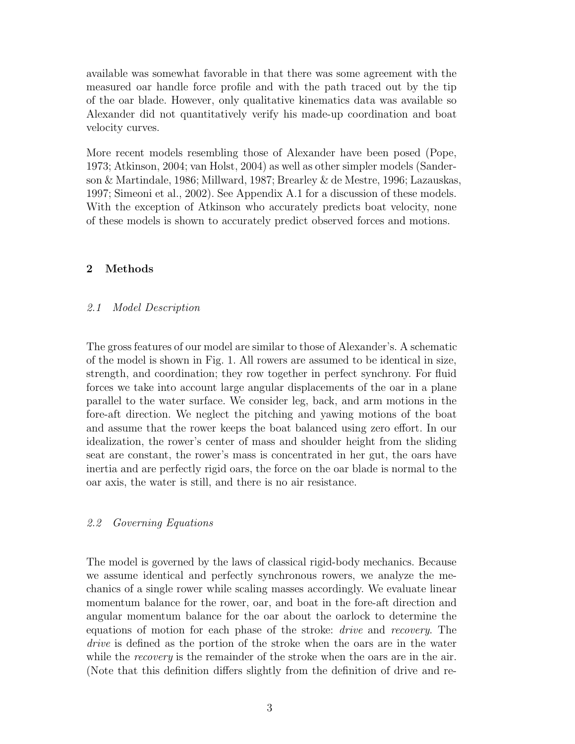available was somewhat favorable in that there was some agreement with the measured oar handle force profile and with the path traced out by the tip of the oar blade. However, only qualitative kinematics data was available so Alexander did not quantitatively verify his made-up coordination and boat velocity curves.

More recent models resembling those of Alexander have been posed (Pope, 1973; Atkinson, 2004; van Holst, 2004) as well as other simpler models (Sanderson & Martindale, 1986; Millward, 1987; Brearley & de Mestre, 1996; Lazauskas, 1997; Simeoni et al., 2002). See Appendix A.1 for a discussion of these models. With the exception of Atkinson who accurately predicts boat velocity, none of these models is shown to accurately predict observed forces and motions.

## 2 Methods

### *2.1 Model Description*

The gross features of our model are similar to those of Alexander's. A schematic of the model is shown in Fig. 1. All rowers are assumed to be identical in size, strength, and coordination; they row together in perfect synchrony. For fluid forces we take into account large angular displacements of the oar in a plane parallel to the water surface. We consider leg, back, and arm motions in the fore-aft direction. We neglect the pitching and yawing motions of the boat and assume that the rower keeps the boat balanced using zero effort. In our idealization, the rower's center of mass and shoulder height from the sliding seat are constant, the rower's mass is concentrated in her gut, the oars have inertia and are perfectly rigid oars, the force on the oar blade is normal to the oar axis, the water is still, and there is no air resistance.

### *2.2 Governing Equations*

The model is governed by the laws of classical rigid-body mechanics. Because we assume identical and perfectly synchronous rowers, we analyze the mechanics of a single rower while scaling masses accordingly. We evaluate linear momentum balance for the rower, oar, and boat in the fore-aft direction and angular momentum balance for the oar about the oarlock to determine the equations of motion for each phase of the stroke: *drive* and *recovery*. The *drive* is defined as the portion of the stroke when the oars are in the water while the *recovery* is the remainder of the stroke when the oars are in the air. (Note that this definition differs slightly from the definition of drive and re-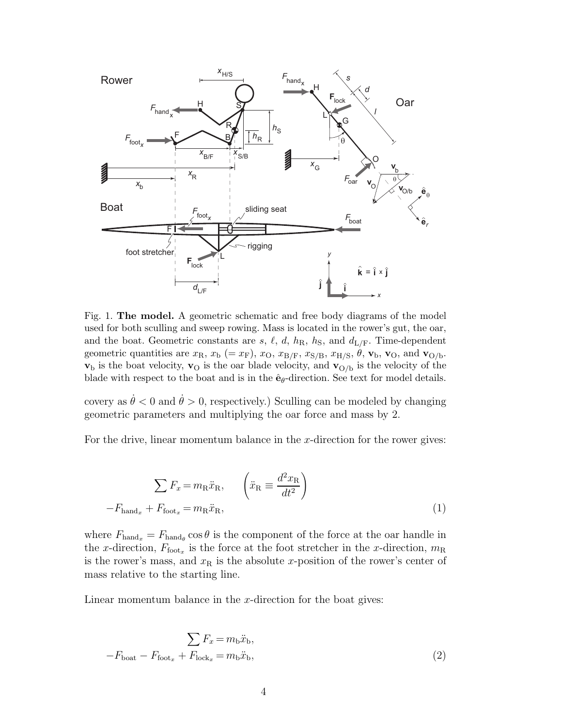Fig. 1. **The model.** A geometric schematic and free body diagrams of the model used for both sculling and sweep rowing. Mass is located in the rower's gut, the oar, and the boat. Geometric constants are $s$, $\ell$, $d$, $h_{\mathrm{R}}$, $h_{\mathrm{S}}$, and $d_{\mathrm{L/F}}$. Time-dependent geometric quantities are $x_{\mathrm{R}}$, $x_{\mathrm{b}}$ $(= x_{\mathrm{F}})$, $x_{\mathrm{O}}$, $x_{\mathrm{B/F}}$, $x_{\mathrm{S/B}}$, $x_{\mathrm{H/S}}$, $\theta$, $\mathbf{v}_{\mathrm{b}}$, $\mathbf{v}_{\mathrm{O}}$, and $\mathbf{v}_{\mathrm{O/b}}$. $\mathbf{v}_{\mathrm{b}}$ is the boat velocity, $\mathbf{v}_{\mathrm{O}}$ is the oar blade velocity, and $\mathbf{v}_{\mathrm{O/b}}$ is the velocity of the blade with respect to the boat and is in the $\hat{\mathbf{e}}_\theta$-direction. See text for model details.

covery as $\dot{\theta} < 0$ and $\dot{\theta} > 0$, respectively.) Sculling can be modeled by changing geometric parameters and multiplying the oar force and mass by 2.

For the drive, linear momentum balance in the $x$-direction for the rower gives:

$$
\begin{aligned}
\sum F_x &= m_{\mathrm{R}}\ddot{x}_{\mathrm{R}}, \qquad \left(\ddot{x}_{\mathrm{R}} \equiv \frac{d^2 x_{\mathrm{R}}}{dt^2}\right) \\
-F_{\mathrm{hand}_x} + F_{\mathrm{foot}_x} &= m_{\mathrm{R}}\ddot{x}_{\mathrm{R}}, \qquad (1)
\end{aligned}
$$

where $F_{\mathrm{hand}_x} = F_{\mathrm{hand}_\theta}\cos\theta$ is the component of the force at the oar handle in the $x$-direction, $F_{\mathrm{foot}_x}$ is the force at the foot stretcher in the $x$-direction, $m_{\mathrm{R}}$ is the rower's mass, and $x_{\mathrm{R}}$ is the absolute $x$-position of the rower's center of mass relative to the starting line.

Linear momentum balance in the $x$-direction for the boat gives:

$$
\begin{aligned}
\sum F_x &= m_{\mathrm{b}}\ddot{x}_{\mathrm{b}}, \\
-F_{\mathrm{boat}} - F_{\mathrm{foot}_x} + F_{\mathrm{lock}_x} &= m_{\mathrm{b}}\ddot{x}_{\mathrm{b}}, \qquad (2)
\end{aligned}
$$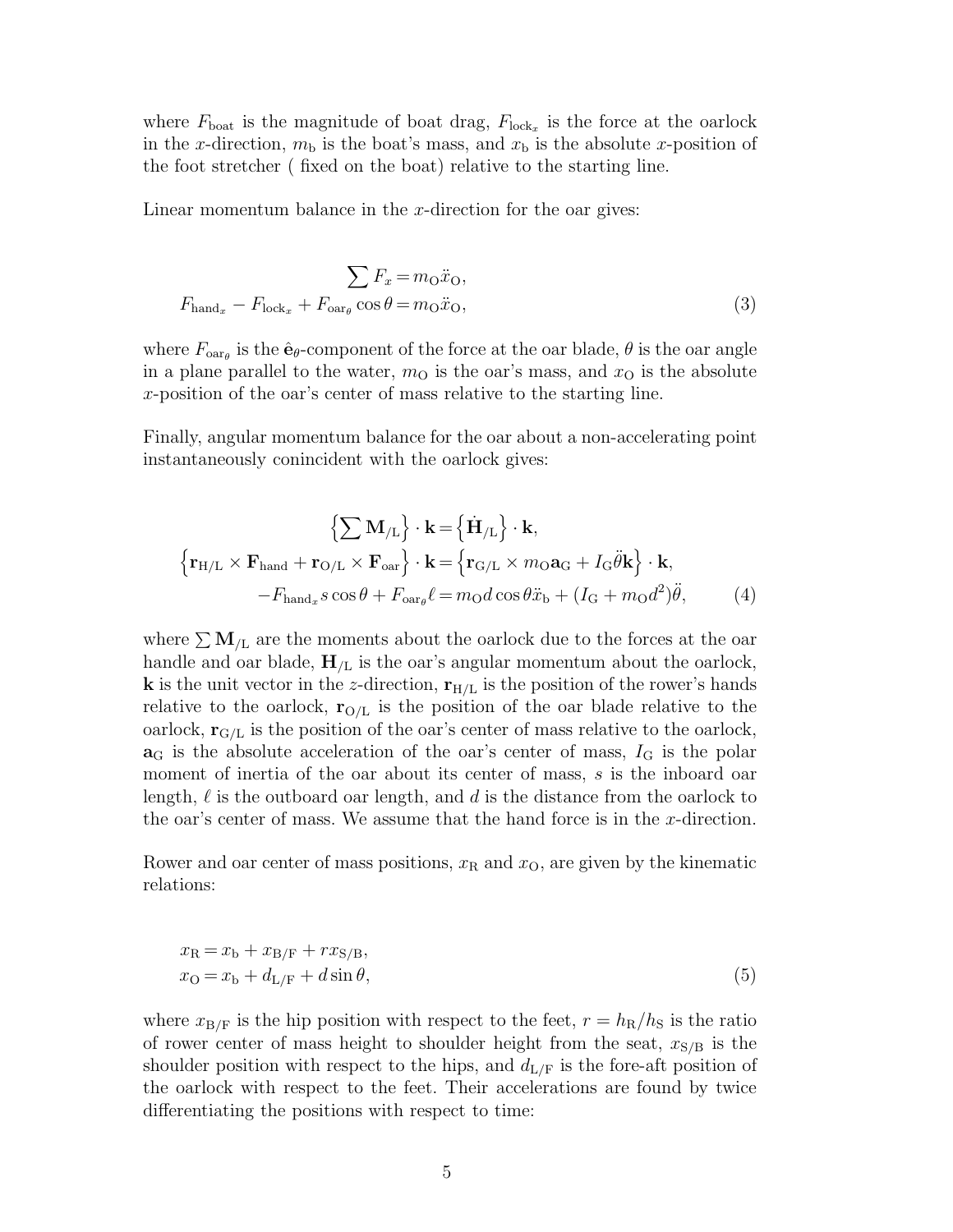where $F_{\text{boat}}$ is the magnitude of boat drag, $F_{\text{lock}_x}$ is the force at the oarlock in the $x$-direction, $m_{\text{b}}$ is the boat's mass, and $x_{\text{b}}$ is the absolute $x$-position of the foot stretcher ( fixed on the boat) relative to the starting line.

Linear momentum balance in the $x$-direction for the oar gives:

$$
\begin{aligned}
\sum F_x &= m_{\text{O}}\ddot{x}_{\text{O}}, \\
F_{\text{hand}_x} - F_{\text{lock}_x} + F_{\text{oar}_\theta}\cos\theta &= m_{\text{O}}\ddot{x}_{\text{O}},
\end{aligned}
\tag{3}
$$

where $F_{\text{oar}_\theta}$ is the $\hat{\mathbf{e}}_\theta$-component of the force at the oar blade, $\theta$ is the oar angle in a plane parallel to the water, $m_{\text{O}}$ is the oar's mass, and $x_{\text{O}}$ is the absolute $x$-position of the oar's center of mass relative to the starting line.

Finally, angular momentum balance for the oar about a non-accelerating point instantaneously conincident with the oarlock gives:

$$
\begin{aligned}
\left\{\sum \mathbf{M}_{/\text{L}}\right\} \cdot \mathbf{k} &= \left\{\dot{\mathbf{H}}_{/\text{L}}\right\} \cdot \mathbf{k}, \\
\left\{\mathbf{r}_{\text{H/L}} \times \mathbf{F}_{\text{hand}} + \mathbf{r}_{\text{O/L}} \times \mathbf{F}_{\text{oar}}\right\} \cdot \mathbf{k} &= \left\{\mathbf{r}_{\text{G/L}} \times m_{\text{O}}\mathbf{a}_{\text{G}} + I_{\text{G}}\ddot{\theta}\mathbf{k}\right\} \cdot \mathbf{k}, \\
-F_{\text{hand}_x} s\cos\theta + F_{\text{oar}_\theta}\ell &= m_{\text{O}} d\cos\theta\,\ddot{x}_{\text{b}} + (I_{\text{G}} + m_{\text{O}}d^2)\ddot{\theta},
\end{aligned}
\tag{4}
$$

where $\sum \mathbf{M}_{/\text{L}}$ are the moments about the oarlock due to the forces at the oar handle and oar blade, $\mathbf{H}_{/\text{L}}$ is the oar's angular momentum about the oarlock, $\mathbf{k}$ is the unit vector in the $z$-direction, $\mathbf{r}_{\text{H/L}}$ is the position of the rower's hands relative to the oarlock, $\mathbf{r}_{\text{O/L}}$ is the position of the oar blade relative to the oarlock, $\mathbf{r}_{\text{G/L}}$ is the position of the oar's center of mass relative to the oarlock, $\mathbf{a}_{\text{G}}$ is the absolute acceleration of the oar's center of mass, $I_{\text{G}}$ is the polar moment of inertia of the oar about its center of mass, $s$ is the inboard oar length, $\ell$ is the outboard oar length, and $d$ is the distance from the oarlock to the oar's center of mass. We assume that the hand force is in the $x$-direction.

Rower and oar center of mass positions, $x_{\text{R}}$ and $x_{\text{O}}$, are given by the kinematic relations:

$$
\begin{aligned}
x_{\text{R}} &= x_{\text{b}} + x_{\text{B/F}} + r x_{\text{S/B}}, \\
x_{\text{O}} &= x_{\text{b}} + d_{\text{L/F}} + d\sin\theta,
\end{aligned}
\tag{5}
$$

where $x_{\text{B/F}}$ is the hip position with respect to the feet, $r = h_{\text{R}}/h_{\text{S}}$ is the ratio of rower center of mass height to shoulder height from the seat, $x_{\text{S/B}}$ is the shoulder position with respect to the hips, and $d_{\text{L/F}}$ is the fore-aft position of the oarlock with respect to the feet. Their accelerations are found by twice differentiating the positions with respect to time: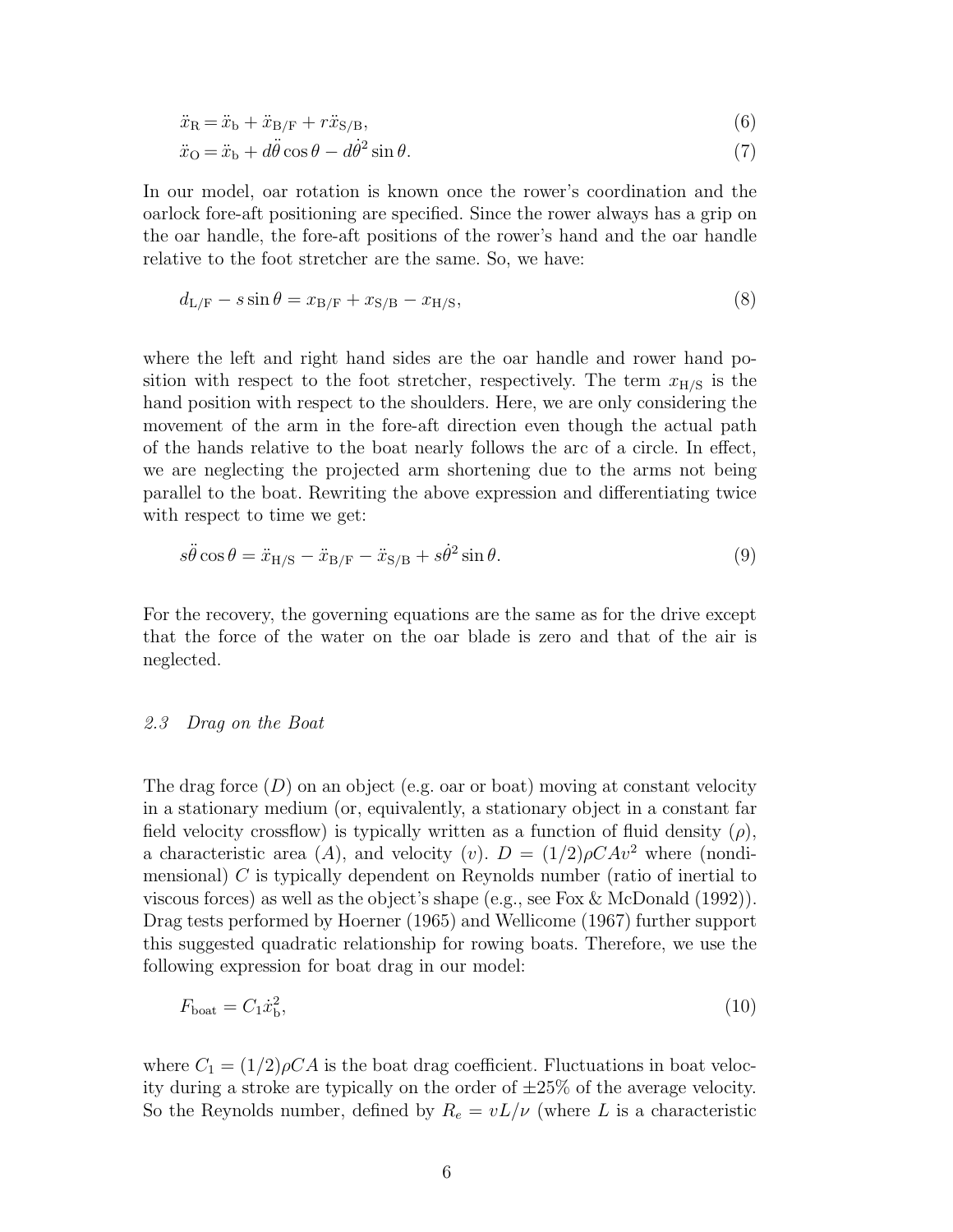$$\ddot{x}_{\mathrm{R}} = \ddot{x}_{\mathrm{b}} + \ddot{x}_{\mathrm{B/F}} + r\ddot{x}_{\mathrm{S/B}}, \tag{6}$$

$$\ddot{x}_{\mathrm{O}} = \ddot{x}_{\mathrm{b}} + d\ddot{\theta}\cos\theta - d\dot{\theta}^2\sin\theta. \tag{7}$$

In our model, oar rotation is known once the rower's coordination and the oarlock fore-aft positioning are specified. Since the rower always has a grip on the oar handle, the fore-aft positions of the rower's hand and the oar handle relative to the foot stretcher are the same. So, we have:

$$d_{\mathrm{L/F}} - s\sin\theta = x_{\mathrm{B/F}} + x_{\mathrm{S/B}} - x_{\mathrm{H/S}}, \tag{8}$$

where the left and right hand sides are the oar handle and rower hand position with respect to the foot stretcher, respectively. The term $x_{\mathrm{H/S}}$ is the hand position with respect to the shoulders. Here, we are only considering the movement of the arm in the fore-aft direction even though the actual path of the hands relative to the boat nearly follows the arc of a circle. In effect, we are neglecting the projected arm shortening due to the arms not being parallel to the boat. Rewriting the above expression and differentiating twice with respect to time we get:

$$s\ddot{\theta}\cos\theta = \ddot{x}_{\mathrm{H/S}} - \ddot{x}_{\mathrm{B/F}} - \ddot{x}_{\mathrm{S/B}} + s\dot{\theta}^2\sin\theta. \tag{9}$$

For the recovery, the governing equations are the same as for the drive except that the force of the water on the oar blade is zero and that of the air is neglected.

### *2.3 Drag on the Boat*

The drag force ($D$) on an object (e.g. oar or boat) moving at constant velocity in a stationary medium (or, equivalently, a stationary object in a constant far field velocity crossflow) is typically written as a function of fluid density ($\rho$), a characteristic area ($A$), and velocity ($v$). $D = (1/2)\rho C A v^2$ where (nondimensional) $C$ is typically dependent on Reynolds number (ratio of inertial to viscous forces) as well as the object's shape (e.g., see Fox & McDonald (1992)). Drag tests performed by Hoerner (1965) and Wellicome (1967) further support this suggested quadratic relationship for rowing boats. Therefore, we use the following expression for boat drag in our model:

$$F_{\mathrm{boat}} = C_1\dot{x}_{\mathrm{b}}^2, \tag{10}$$

where $C_1 = (1/2)\rho C A$ is the boat drag coefficient. Fluctuations in boat velocity during a stroke are typically on the order of $\pm 25\%$ of the average velocity. So the Reynolds number, defined by $R_e = vL/\nu$ (where $L$ is a characteristic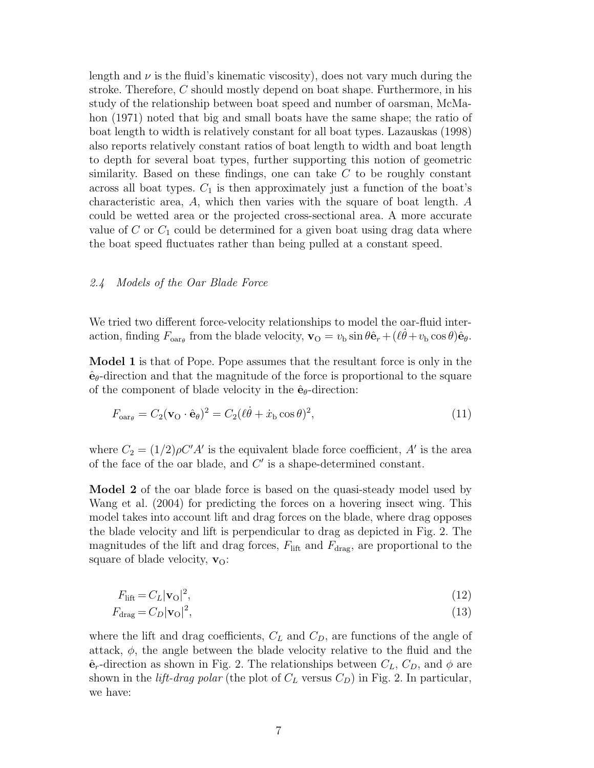length and $\nu$ is the fluid's kinematic viscosity), does not vary much during the stroke. Therefore, $C$ should mostly depend on boat shape. Furthermore, in his study of the relationship between boat speed and number of oarsman, McMahon (1971) noted that big and small boats have the same shape; the ratio of boat length to width is relatively constant for all boat types. Lazauskas (1998) also reports relatively constant ratios of boat length to width and boat length to depth for several boat types, further supporting this notion of geometric similarity. Based on these findings, one can take $C$ to be roughly constant across all boat types. $C_1$ is then approximately just a function of the boat's characteristic area, $A$, which then varies with the square of boat length. $A$ could be wetted area or the projected cross-sectional area. A more accurate value of $C$ or $C_1$ could be determined for a given boat using drag data where the boat speed fluctuates rather than being pulled at a constant speed.

### *2.4 Models of the Oar Blade Force*

We tried two different force-velocity relationships to model the oar-fluid interaction, finding $F_{\text{oar}_\theta}$ from the blade velocity, $\mathbf{v}_\text{O} = v_\text{b} \sin\theta \hat{\mathbf{e}}_r + (\ell\dot{\theta} + v_\text{b}\cos\theta)\hat{\mathbf{e}}_\theta$.

**Model 1** is that of Pope. Pope assumes that the resultant force is only in the $\hat{\mathbf{e}}_\theta$-direction and that the magnitude of the force is proportional to the square of the component of blade velocity in the $\hat{\mathbf{e}}_\theta$-direction:

$$F_{\text{oar}_\theta} = C_2(\mathbf{v}_\text{O} \cdot \hat{\mathbf{e}}_\theta)^2 = C_2(\ell\dot{\theta} + \dot{x}_\text{b}\cos\theta)^2, \tag{11}$$

where $C_2 = (1/2)\rho C' A'$ is the equivalent blade force coefficient, $A'$ is the area of the face of the oar blade, and $C'$ is a shape-determined constant.

**Model 2** of the oar blade force is based on the quasi-steady model used by Wang et al. (2004) for predicting the forces on a hovering insect wing. This model takes into account lift and drag forces on the blade, where drag opposes the blade velocity and lift is perpendicular to drag as depicted in Fig. 2. The magnitudes of the lift and drag forces, $F_\text{lift}$ and $F_\text{drag}$, are proportional to the square of blade velocity, $\mathbf{v}_\text{O}$:

$$F_\text{lift} = C_L|\mathbf{v}_\text{O}|^2, \tag{12}$$

$$F_\text{drag} = C_D|\mathbf{v}_\text{O}|^2, \tag{13}$$

where the lift and drag coefficients, $C_L$ and $C_D$, are functions of the angle of attack, $\phi$, the angle between the blade velocity relative to the fluid and the $\hat{\mathbf{e}}_r$-direction as shown in Fig. 2. The relationships between $C_L$, $C_D$, and $\phi$ are shown in the *lift-drag polar* (the plot of $C_L$ versus $C_D$) in Fig. 2. In particular, we have: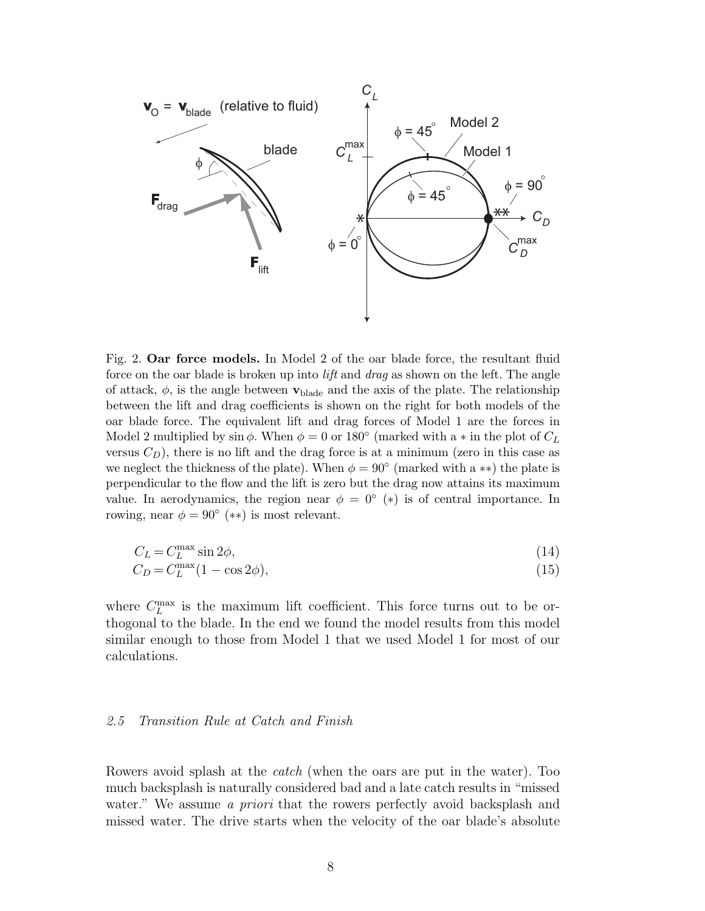Fig. 2. **Oar force models.** In Model 2 of the oar blade force, the resultant fluid force on the oar blade is broken up into *lift* and *drag* as shown on the left. The angle of attack, $\phi$, is the angle between $\mathbf{v}_{\text{blade}}$ and the axis of the plate. The relationship between the lift and drag coefficients is shown on the right for both models of the oar blade force. The equivalent lift and drag forces of Model 1 are the forces in Model 2 multiplied by $\sin\phi$. When $\phi = 0$ or $180°$ (marked with a $*$ in the plot of $C_L$ versus $C_D$), there is no lift and the drag force is at a minimum (zero in this case as we neglect the thickness of the plate). When $\phi = 90°$ (marked with a $**$) the plate is perpendicular to the flow and the lift is zero but the drag now attains its maximum value. In aerodynamics, the region near $\phi = 0°$ ($*$) is of central importance. In rowing, near $\phi = 90°$ ($**$) is most relevant.

$$C_L = C_L^{\max} \sin 2\phi, \tag{14}$$

$$C_D = C_L^{\max}(1 - \cos 2\phi), \tag{15}$$

where $C_L^{\max}$ is the maximum lift coefficient. This force turns out to be orthogonal to the blade. In the end we found the model results from this model similar enough to those from Model 1 that we used Model 1 for most of our calculations.

### *2.5 Transition Rule at Catch and Finish*

Rowers avoid splash at the *catch* (when the oars are put in the water). Too much backsplash is naturally considered bad and a late catch results in "missed water." We assume *a priori* that the rowers perfectly avoid backsplash and missed water. The drive starts when the velocity of the oar blade's absolute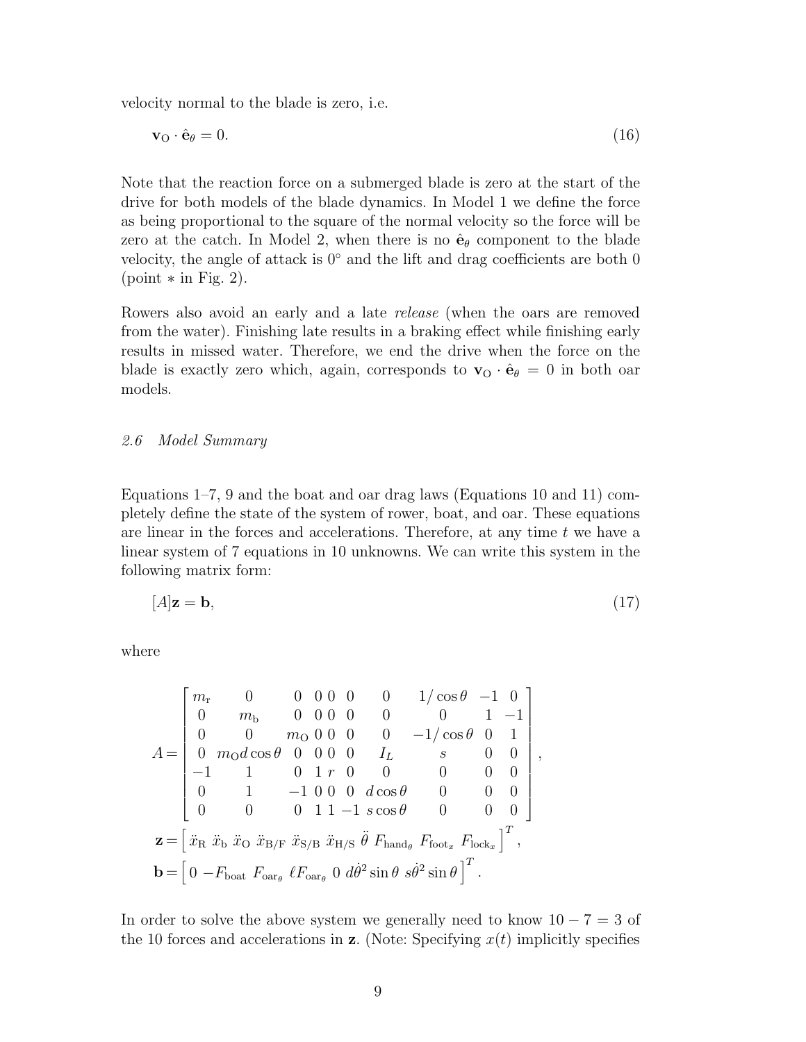velocity normal to the blade is zero, i.e.

$$\mathbf{v}_{\mathrm{O}} \cdot \hat{\mathbf{e}}_{\theta} = 0. \tag{16}$$

Note that the reaction force on a submerged blade is zero at the start of the drive for both models of the blade dynamics. In Model 1 we define the force as being proportional to the square of the normal velocity so the force will be zero at the catch. In Model 2, when there is no $\hat{\mathbf{e}}_{\theta}$ component to the blade velocity, the angle of attack is $0°$ and the lift and drag coefficients are both 0 (point $*$ in Fig. 2).

Rowers also avoid an early and a late *release* (when the oars are removed from the water). Finishing late results in a braking effect while finishing early results in missed water. Therefore, we end the drive when the force on the blade is exactly zero which, again, corresponds to $\mathbf{v}_{\mathrm{O}} \cdot \hat{\mathbf{e}}_{\theta} = 0$ in both oar models.

### *2.6 Model Summary*

Equations 1–7, 9 and the boat and oar drag laws (Equations 10 and 11) completely define the state of the system of rower, boat, and oar. These equations are linear in the forces and accelerations. Therefore, at any time $t$ we have a linear system of 7 equations in 10 unknowns. We can write this system in the following matrix form:

$$[A]\mathbf{z} = \mathbf{b}, \tag{17}$$

where

$$A = \begin{bmatrix} m_{\mathrm{r}} & 0 & 0 & 0 & 0 & 0 & 0 & 1/\cos\theta & -1 & 0 \\ 0 & m_{\mathrm{b}} & 0 & 0 & 0 & 0 & 0 & 0 & 1 & -1 \\ 0 & 0 & m_{\mathrm{O}} & 0 & 0 & 0 & 0 & -1/\cos\theta & 0 & 1 \\ 0 & m_{\mathrm{O}} d\cos\theta & 0 & 0 & 0 & 0 & I_L & s & 0 & 0 \\ -1 & 1 & 0 & 1 & r & 0 & 0 & 0 & 0 & 0 \\ 0 & 1 & -1 & 0 & 0 & 0 & d\cos\theta & 0 & 0 & 0 \\ 0 & 0 & 0 & 1 & 1 & -1 & s\cos\theta & 0 & 0 & 0 \end{bmatrix},$$

$$\mathbf{z} = \left[\, \ddot{x}_{\mathrm{R}} \; \ddot{x}_{\mathrm{b}} \; \ddot{x}_{\mathrm{O}} \; \ddot{x}_{\mathrm{B/F}} \; \ddot{x}_{\mathrm{S/B}} \; \ddot{x}_{\mathrm{H/S}} \; \ddot{\theta} \; F_{\mathrm{hand}_{\theta}} \; F_{\mathrm{foot}_{x}} \; F_{\mathrm{lock}_{x}} \,\right]^{T},$$

$$\mathbf{b} = \left[\, 0 \; -F_{\mathrm{boat}} \; F_{\mathrm{oar}_{\theta}} \; \ell F_{\mathrm{oar}_{\theta}} \; 0 \; d\dot{\theta}^{2}\sin\theta \; s\dot{\theta}^{2}\sin\theta \,\right]^{T}.$$

In order to solve the above system we generally need to know $10 - 7 = 3$ of the 10 forces and accelerations in $\mathbf{z}$. (Note: Specifying $x(t)$ implicitly specifies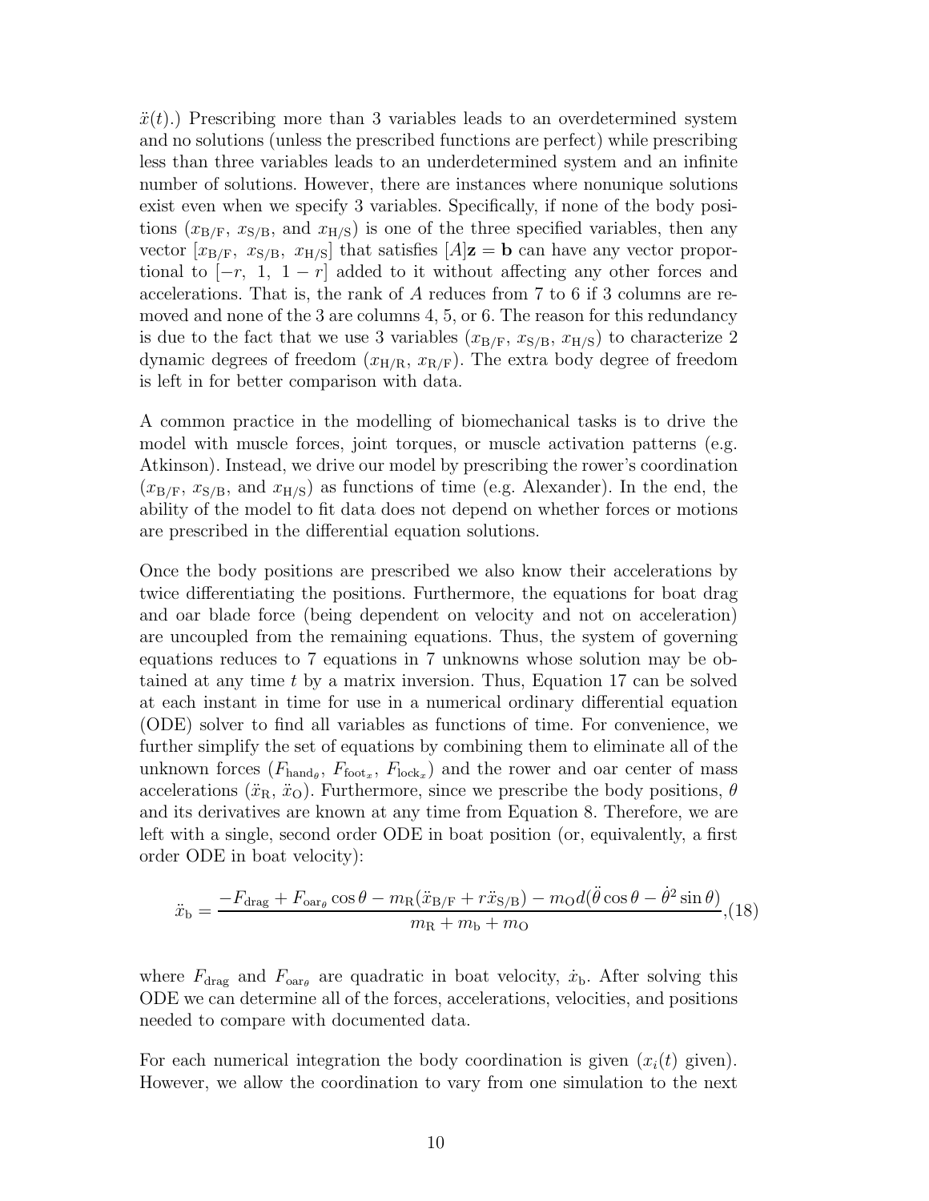$\ddot{x}(t)$.) Prescribing more than 3 variables leads to an overdetermined system and no solutions (unless the prescribed functions are perfect) while prescribing less than three variables leads to an underdetermined system and an infinite number of solutions. However, there are instances where nonunique solutions exist even when we specify 3 variables. Specifically, if none of the body positions ($x_{\mathrm{B/F}}$, $x_{\mathrm{S/B}}$, and $x_{\mathrm{H/S}}$) is one of the three specified variables, then any vector $[x_{\mathrm{B/F}},\ x_{\mathrm{S/B}},\ x_{\mathrm{H/S}}]$ that satisfies $[A]\mathbf{z} = \mathbf{b}$ can have any vector proportional to $[-r,\ 1,\ 1-r]$ added to it without affecting any other forces and accelerations. That is, the rank of $A$ reduces from 7 to 6 if 3 columns are removed and none of the 3 are columns 4, 5, or 6. The reason for this redundancy is due to the fact that we use 3 variables ($x_{\mathrm{B/F}}$, $x_{\mathrm{S/B}}$, $x_{\mathrm{H/S}}$) to characterize 2 dynamic degrees of freedom ($x_{\mathrm{H/R}}$, $x_{\mathrm{R/F}}$). The extra body degree of freedom is left in for better comparison with data.

A common practice in the modelling of biomechanical tasks is to drive the model with muscle forces, joint torques, or muscle activation patterns (e.g. Atkinson). Instead, we drive our model by prescribing the rower's coordination ($x_{\mathrm{B/F}}$, $x_{\mathrm{S/B}}$, and $x_{\mathrm{H/S}}$) as functions of time (e.g. Alexander). In the end, the ability of the model to fit data does not depend on whether forces or motions are prescribed in the differential equation solutions.

Once the body positions are prescribed we also know their accelerations by twice differentiating the positions. Furthermore, the equations for boat drag and oar blade force (being dependent on velocity and not on acceleration) are uncoupled from the remaining equations. Thus, the system of governing equations reduces to 7 equations in 7 unknowns whose solution may be obtained at any time $t$ by a matrix inversion. Thus, Equation 17 can be solved at each instant in time for use in a numerical ordinary differential equation (ODE) solver to find all variables as functions of time. For convenience, we further simplify the set of equations by combining them to eliminate all of the unknown forces ($F_{\mathrm{hand}_\theta}$, $F_{\mathrm{foot}_x}$, $F_{\mathrm{lock}_x}$) and the rower and oar center of mass accelerations ($\ddot{x}_{\mathrm{R}}$, $\ddot{x}_{\mathrm{O}}$). Furthermore, since we prescribe the body positions, $\theta$ and its derivatives are known at any time from Equation 8. Therefore, we are left with a single, second order ODE in boat position (or, equivalently, a first order ODE in boat velocity):

$$\ddot{x}_{\mathrm{b}} = \frac{-F_{\mathrm{drag}} + F_{\mathrm{oar}_\theta}\cos\theta - m_{\mathrm{R}}(\ddot{x}_{\mathrm{B/F}} + r\ddot{x}_{\mathrm{S/B}}) - m_{\mathrm{O}}d(\ddot{\theta}\cos\theta - \dot{\theta}^2\sin\theta)}{m_{\mathrm{R}} + m_{\mathrm{b}} + m_{\mathrm{O}}}, \tag{18}$$

where $F_{\mathrm{drag}}$ and $F_{\mathrm{oar}_\theta}$ are quadratic in boat velocity, $\dot{x}_{\mathrm{b}}$. After solving this ODE we can determine all of the forces, accelerations, velocities, and positions needed to compare with documented data.

For each numerical integration the body coordination is given ($x_i(t)$ given). However, we allow the coordination to vary from one simulation to the next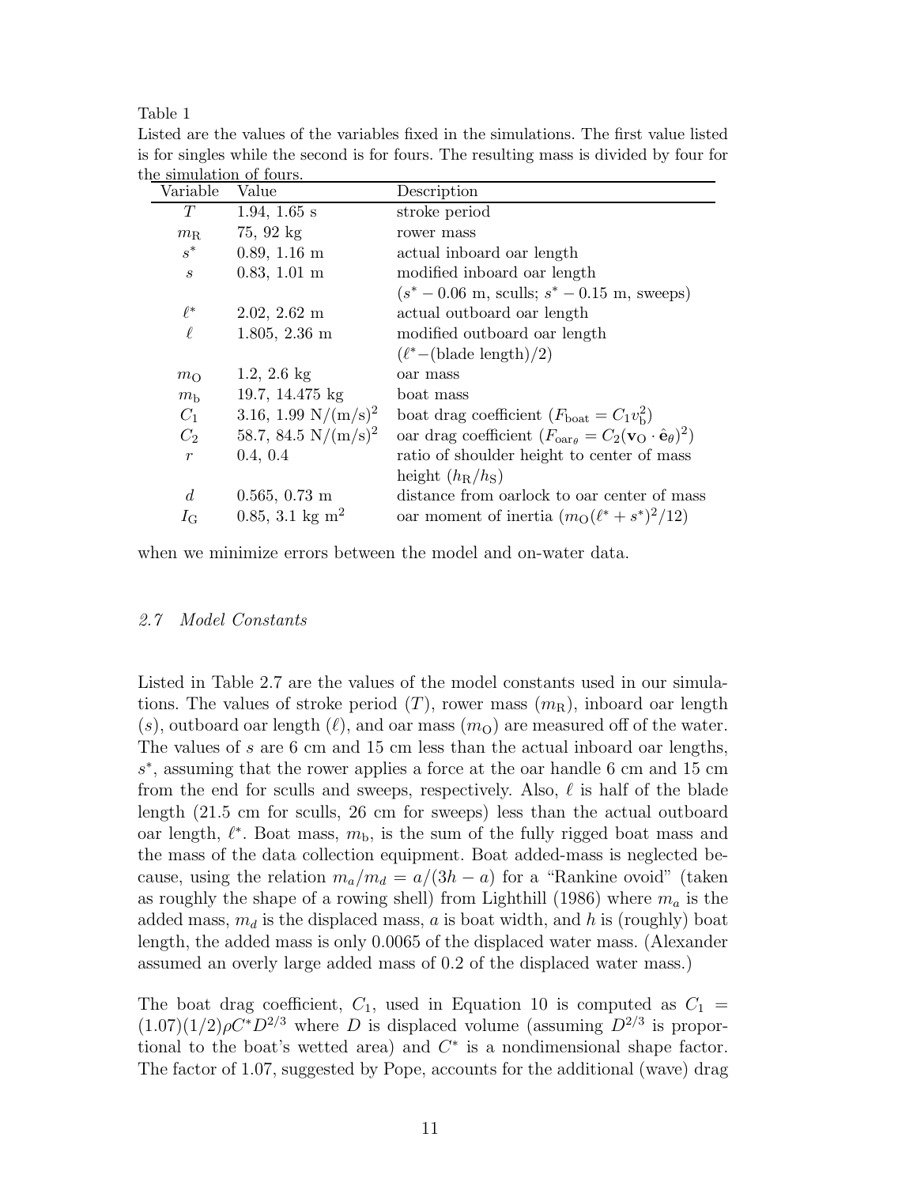Table 1

Listed are the values of the variables fixed in the simulations. The first value listed is for singles while the second is for fours. The resulting mass is divided by four for the simulation of fours.

| Variable | Value | Description |
|---|---|---|
| $T$ | 1.94, 1.65 s | stroke period |
| $m_{\mathrm{R}}$ | 75, 92 kg | rower mass |
| $s^*$ | 0.89, 1.16 m | actual inboard oar length |
| $s$ | 0.83, 1.01 m | modified inboard oar length ($s^* - 0.06$ m, sculls; $s^* - 0.15$ m, sweeps) |
| $\ell^*$ | 2.02, 2.62 m | actual outboard oar length |
| $\ell$ | 1.805, 2.36 m | modified outboard oar length ($\ell^*-$(blade length)/2) |
| $m_{\mathrm{O}}$ | 1.2, 2.6 kg | oar mass |
| $m_{\mathrm{b}}$ | 19.7, 14.475 kg | boat mass |
| $C_1$ | 3.16, 1.99 $\mathrm{N/(m/s)^2}$ | boat drag coefficient ($F_{\mathrm{boat}} = C_1 v_{\mathrm{b}}^2$) |
| $C_2$ | 58.7, 84.5 $\mathrm{N/(m/s)^2}$ | oar drag coefficient ($F_{\mathrm{oar}_\theta} = C_2(\mathbf{v}_{\mathrm{O}} \cdot \hat{\mathbf{e}}_\theta)^2$) |
| $r$ | 0.4, 0.4 | ratio of shoulder height to center of mass height ($h_{\mathrm{R}}/h_{\mathrm{S}}$) |
| $d$ | 0.565, 0.73 m | distance from oarlock to oar center of mass |
| $I_{\mathrm{G}}$ | 0.85, 3.1 kg m$^2$ | oar moment of inertia ($m_{\mathrm{O}}(\ell^* + s^*)^2/12$) |

when we minimize errors between the model and on-water data.

### 2.7 Model Constants

Listed in Table 2.7 are the values of the model constants used in our simulations. The values of stroke period ($T$), rower mass ($m_{\mathrm{R}}$), inboard oar length ($s$), outboard oar length ($\ell$), and oar mass ($m_{\mathrm{O}}$) are measured off of the water. The values of $s$ are 6 cm and 15 cm less than the actual inboard oar lengths, $s^*$, assuming that the rower applies a force at the oar handle 6 cm and 15 cm from the end for sculls and sweeps, respectively. Also, $\ell$ is half of the blade length (21.5 cm for sculls, 26 cm for sweeps) less than the actual outboard oar length, $\ell^*$. Boat mass, $m_{\mathrm{b}}$, is the sum of the fully rigged boat mass and the mass of the data collection equipment. Boat added-mass is neglected because, using the relation $m_a/m_d = a/(3h - a)$ for a "Rankine ovoid" (taken as roughly the shape of a rowing shell) from Lighthill (1986) where $m_a$ is the added mass, $m_d$ is the displaced mass, $a$ is boat width, and $h$ is (roughly) boat length, the added mass is only 0.0065 of the displaced water mass. (Alexander assumed an overly large added mass of 0.2 of the displaced water mass.)

The boat drag coefficient, $C_1$, used in Equation 10 is computed as $C_1 = (1.07)(1/2)\rho C^* D^{2/3}$ where $D$ is displaced volume (assuming $D^{2/3}$ is proportional to the boat's wetted area) and $C^*$ is a nondimensional shape factor. The factor of 1.07, suggested by Pope, accounts for the additional (wave) drag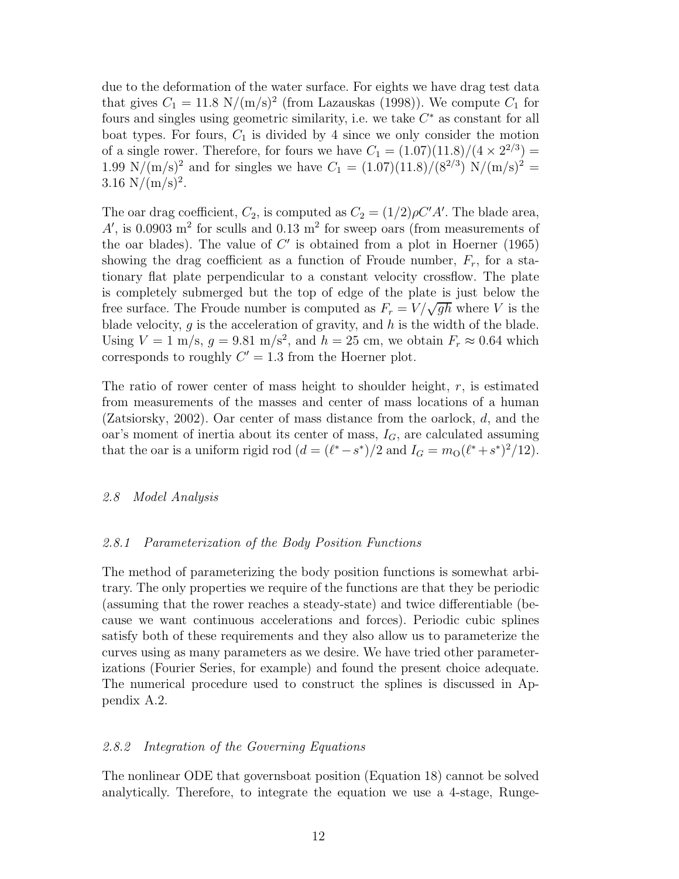due to the deformation of the water surface. For eights we have drag test data that gives $C_1 = 11.8$ N/(m/s)$^2$ (from Lazauskas (1998)). We compute $C_1$ for fours and singles using geometric similarity, i.e. we take $C^*$ as constant for all boat types. For fours, $C_1$ is divided by 4 since we only consider the motion of a single rower. Therefore, for fours we have $C_1 = (1.07)(11.8)/(4 \times 2^{2/3}) = 1.99$ N/(m/s)$^2$ and for singles we have $C_1 = (1.07)(11.8)/(8^{2/3})$ N/(m/s)$^2$ = $3.16$ N/(m/s)$^2$.

The oar drag coefficient, $C_2$, is computed as $C_2 = (1/2)\rho C' A'$. The blade area, $A'$, is 0.0903 m$^2$ for sculls and 0.13 m$^2$ for sweep oars (from measurements of the oar blades). The value of $C'$ is obtained from a plot in Hoerner (1965) showing the drag coefficient as a function of Froude number, $F_r$, for a stationary flat plate perpendicular to a constant velocity crossflow. The plate is completely submerged but the top of edge of the plate is just below the free surface. The Froude number is computed as $F_r = V/\sqrt{gh}$ where $V$ is the blade velocity, $g$ is the acceleration of gravity, and $h$ is the width of the blade. Using $V = 1$ m/s, $g = 9.81$ m/s$^2$, and $h = 25$ cm, we obtain $F_r \approx 0.64$ which corresponds to roughly $C' = 1.3$ from the Hoerner plot.

The ratio of rower center of mass height to shoulder height, $r$, is estimated from measurements of the masses and center of mass locations of a human (Zatsiorsky, 2002). Oar center of mass distance from the oarlock, $d$, and the oar's moment of inertia about its center of mass, $I_G$, are calculated assuming that the oar is a uniform rigid rod ($d = (\ell^* - s^*)/2$ and $I_G = m_{\mathrm{O}}(\ell^* + s^*)^2/12$).

### *2.8 Model Analysis*

#### *2.8.1 Parameterization of the Body Position Functions*

The method of parameterizing the body position functions is somewhat arbitrary. The only properties we require of the functions are that they be periodic (assuming that the rower reaches a steady-state) and twice differentiable (because we want continuous accelerations and forces). Periodic cubic splines satisfy both of these requirements and they also allow us to parameterize the curves using as many parameters as we desire. We have tried other parameterizations (Fourier Series, for example) and found the present choice adequate. The numerical procedure used to construct the splines is discussed in Appendix A.2.

#### *2.8.2 Integration of the Governing Equations*

The nonlinear ODE that governsboat position (Equation 18) cannot be solved analytically. Therefore, to integrate the equation we use a 4-stage, Runge-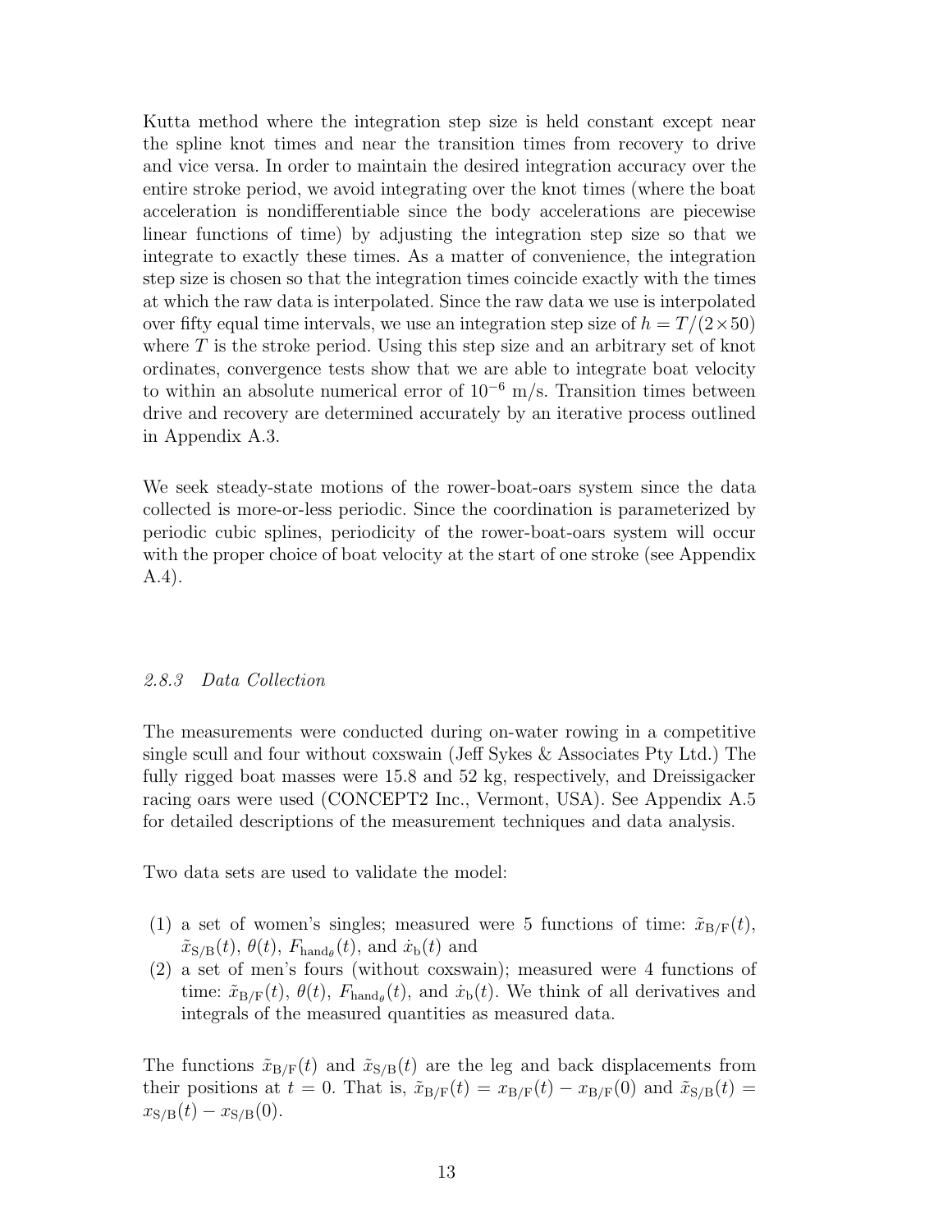Kutta method where the integration step size is held constant except near the spline knot times and near the transition times from recovery to drive and vice versa. In order to maintain the desired integration accuracy over the entire stroke period, we avoid integrating over the knot times (where the boat acceleration is nondifferentiable since the body accelerations are piecewise linear functions of time) by adjusting the integration step size so that we integrate to exactly these times. As a matter of convenience, the integration step size is chosen so that the integration times coincide exactly with the times at which the raw data is interpolated. Since the raw data we use is interpolated over fifty equal time intervals, we use an integration step size of $h = T/(2\times 50)$ where $T$ is the stroke period. Using this step size and an arbitrary set of knot ordinates, convergence tests show that we are able to integrate boat velocity to within an absolute numerical error of $10^{-6}$ m/s. Transition times between drive and recovery are determined accurately by an iterative process outlined in Appendix A.3.

We seek steady-state motions of the rower-boat-oars system since the data collected is more-or-less periodic. Since the coordination is parameterized by periodic cubic splines, periodicity of the rower-boat-oars system will occur with the proper choice of boat velocity at the start of one stroke (see Appendix A.4).

### *2.8.3 Data Collection*

The measurements were conducted during on-water rowing in a competitive single scull and four without coxswain (Jeff Sykes & Associates Pty Ltd.) The fully rigged boat masses were 15.8 and 52 kg, respectively, and Dreissigacker racing oars were used (CONCEPT2 Inc., Vermont, USA). See Appendix A.5 for detailed descriptions of the measurement techniques and data analysis.

Two data sets are used to validate the model:

(1) a set of women's singles; measured were 5 functions of time: $\tilde{x}_{\mathrm{B/F}}(t)$, $\tilde{x}_{\mathrm{S/B}}(t)$, $\theta(t)$, $F_{\mathrm{hand}_\theta}(t)$, and $\dot{x}_{\mathrm{b}}(t)$ and
(2) a set of men's fours (without coxswain); measured were 4 functions of time: $\tilde{x}_{\mathrm{B/F}}(t)$, $\theta(t)$, $F_{\mathrm{hand}_\theta}(t)$, and $\dot{x}_{\mathrm{b}}(t)$. We think of all derivatives and integrals of the measured quantities as measured data.

The functions $\tilde{x}_{\mathrm{B/F}}(t)$ and $\tilde{x}_{\mathrm{S/B}}(t)$ are the leg and back displacements from their positions at $t = 0$. That is, $\tilde{x}_{\mathrm{B/F}}(t) = x_{\mathrm{B/F}}(t) - x_{\mathrm{B/F}}(0)$ and $\tilde{x}_{\mathrm{S/B}}(t) = x_{\mathrm{S/B}}(t) - x_{\mathrm{S/B}}(0)$.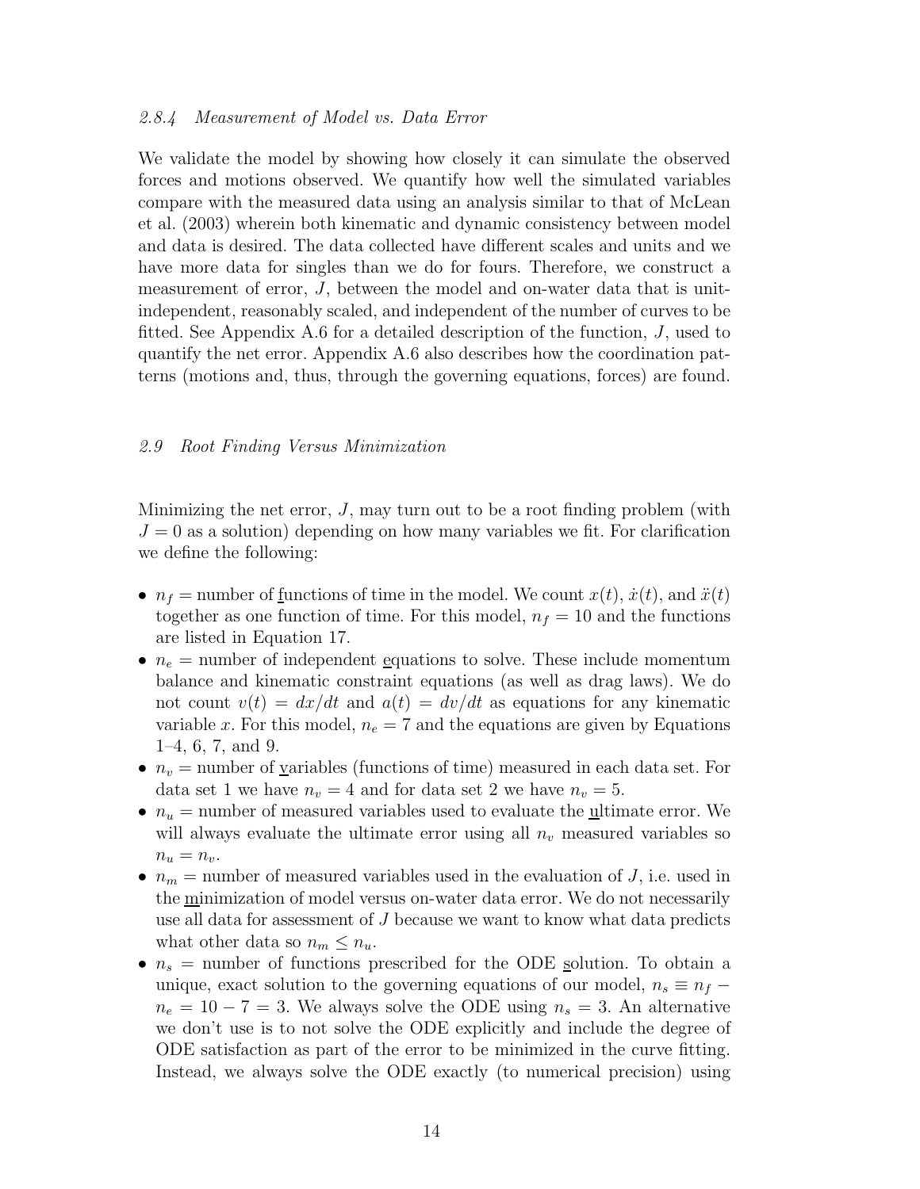### 2.8.4 Measurement of Model vs. Data Error

We validate the model by showing how closely it can simulate the observed forces and motions observed. We quantify how well the simulated variables compare with the measured data using an analysis similar to that of McLean et al. (2003) wherein both kinematic and dynamic consistency between model and data is desired. The data collected have different scales and units and we have more data for singles than we do for fours. Therefore, we construct a measurement of error, $J$, between the model and on-water data that is unit-independent, reasonably scaled, and independent of the number of curves to be fitted. See Appendix A.6 for a detailed description of the function, $J$, used to quantify the net error. Appendix A.6 also describes how the coordination patterns (motions and, thus, through the governing equations, forces) are found.

## 2.9 Root Finding Versus Minimization

Minimizing the net error, $J$, may turn out to be a root finding problem (with $J = 0$ as a solution) depending on how many variables we fit. For clarification we define the following:

- $n_f$ = number of functions of time in the model. We count $x(t)$, $\dot{x}(t)$, and $\ddot{x}(t)$ together as one function of time. For this model, $n_f = 10$ and the functions are listed in Equation 17.
- $n_e$ = number of independent equations to solve. These include momentum balance and kinematic constraint equations (as well as drag laws). We do not count $v(t) = dx/dt$ and $a(t) = dv/dt$ as equations for any kinematic variable $x$. For this model, $n_e = 7$ and the equations are given by Equations 1–4, 6, 7, and 9.
- $n_v$ = number of variables (functions of time) measured in each data set. For data set 1 we have $n_v = 4$ and for data set 2 we have $n_v = 5$.
- $n_u$ = number of measured variables used to evaluate the ultimate error. We will always evaluate the ultimate error using all $n_v$ measured variables so $n_u = n_v$.
- $n_m$ = number of measured variables used in the evaluation of $J$, i.e. used in the minimization of model versus on-water data error. We do not necessarily use all data for assessment of $J$ because we want to know what data predicts what other data so $n_m \leq n_u$.
- $n_s$ = number of functions prescribed for the ODE solution. To obtain a unique, exact solution to the governing equations of our model, $n_s \equiv n_f - n_e = 10 - 7 = 3$. We always solve the ODE using $n_s = 3$. An alternative we don't use is to not solve the ODE explicitly and include the degree of ODE satisfaction as part of the error to be minimized in the curve fitting. Instead, we always solve the ODE exactly (to numerical precision) using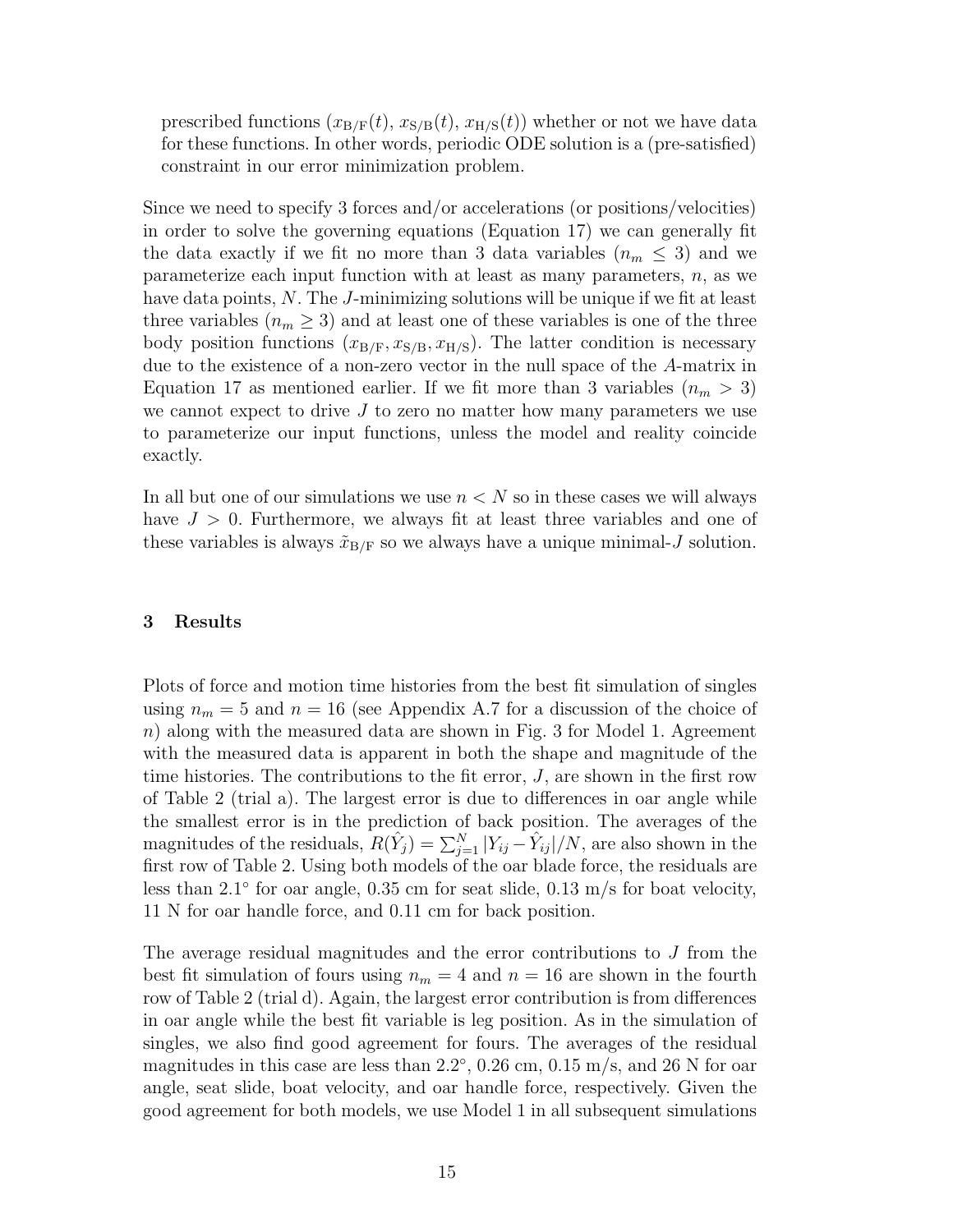prescribed functions ($x_{\mathrm{B/F}}(t)$, $x_{\mathrm{S/B}}(t)$, $x_{\mathrm{H/S}}(t)$) whether or not we have data for these functions. In other words, periodic ODE solution is a (pre-satisfied) constraint in our error minimization problem.

Since we need to specify 3 forces and/or accelerations (or positions/velocities) in order to solve the governing equations (Equation 17) we can generally fit the data exactly if we fit no more than 3 data variables ($n_m \leq 3$) and we parameterize each input function with at least as many parameters, $n$, as we have data points, $N$. The $J$-minimizing solutions will be unique if we fit at least three variables ($n_m \geq 3$) and at least one of these variables is one of the three body position functions ($x_{\mathrm{B/F}}, x_{\mathrm{S/B}}, x_{\mathrm{H/S}}$). The latter condition is necessary due to the existence of a non-zero vector in the null space of the $A$-matrix in Equation 17 as mentioned earlier. If we fit more than 3 variables ($n_m > 3$) we cannot expect to drive $J$ to zero no matter how many parameters we use to parameterize our input functions, unless the model and reality coincide exactly.

In all but one of our simulations we use $n < N$ so in these cases we will always have $J > 0$. Furthermore, we always fit at least three variables and one of these variables is always $\tilde{x}_{\mathrm{B/F}}$ so we always have a unique minimal-$J$ solution.

## 3 Results

Plots of force and motion time histories from the best fit simulation of singles using $n_m = 5$ and $n = 16$ (see Appendix A.7 for a discussion of the choice of $n$) along with the measured data are shown in Fig. 3 for Model 1. Agreement with the measured data is apparent in both the shape and magnitude of the time histories. The contributions to the fit error, $J$, are shown in the first row of Table 2 (trial a). The largest error is due to differences in oar angle while the smallest error is in the prediction of back position. The averages of the magnitudes of the residuals, $R(\hat{Y}_j) = \sum_{j=1}^{N} |Y_{ij} - \hat{Y}_{ij}|/N$, are also shown in the first row of Table 2. Using both models of the oar blade force, the residuals are less than 2.1° for oar angle, 0.35 cm for seat slide, 0.13 m/s for boat velocity, 11 N for oar handle force, and 0.11 cm for back position.

The average residual magnitudes and the error contributions to $J$ from the best fit simulation of fours using $n_m = 4$ and $n = 16$ are shown in the fourth row of Table 2 (trial d). Again, the largest error contribution is from differences in oar angle while the best fit variable is leg position. As in the simulation of singles, we also find good agreement for fours. The averages of the residual magnitudes in this case are less than 2.2°, 0.26 cm, 0.15 m/s, and 26 N for oar angle, seat slide, boat velocity, and oar handle force, respectively. Given the good agreement for both models, we use Model 1 in all subsequent simulations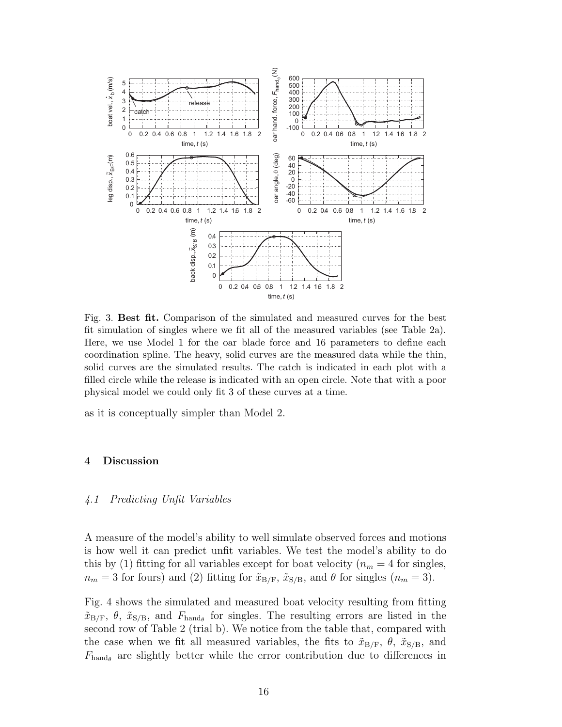Fig. 3. **Best fit.** Comparison of the simulated and measured curves for the best fit simulation of singles where we fit all of the measured variables (see Table 2a). Here, we use Model 1 for the oar blade force and 16 parameters to define each coordination spline. The heavy, solid curves are the measured data while the thin, solid curves are the simulated results. The catch is indicated in each plot with a filled circle while the release is indicated with an open circle. Note that with a poor physical model we could only fit 3 of these curves at a time.

as it is conceptually simpler than Model 2.

## 4 Discussion

### *4.1 Predicting Unfit Variables*

A measure of the model's ability to well simulate observed forces and motions is how well it can predict unfit variables. We test the model's ability to do this by (1) fitting for all variables except for boat velocity ($n_m = 4$ for singles, $n_m = 3$ for fours) and (2) fitting for $\tilde{x}_{\mathrm{B/F}}$, $\tilde{x}_{\mathrm{S/B}}$, and $\theta$ for singles ($n_m = 3$).

Fig. 4 shows the simulated and measured boat velocity resulting from fitting $\tilde{x}_{\mathrm{B/F}}$, $\theta$, $\tilde{x}_{\mathrm{S/B}}$, and $F_{\mathrm{hand}_\theta}$ for singles. The resulting errors are listed in the second row of Table 2 (trial b). We notice from the table that, compared with the case when we fit all measured variables, the fits to $\tilde{x}_{\mathrm{B/F}}$, $\theta$, $\tilde{x}_{\mathrm{S/B}}$, and $F_{\mathrm{hand}_\theta}$ are slightly better while the error contribution due to differences in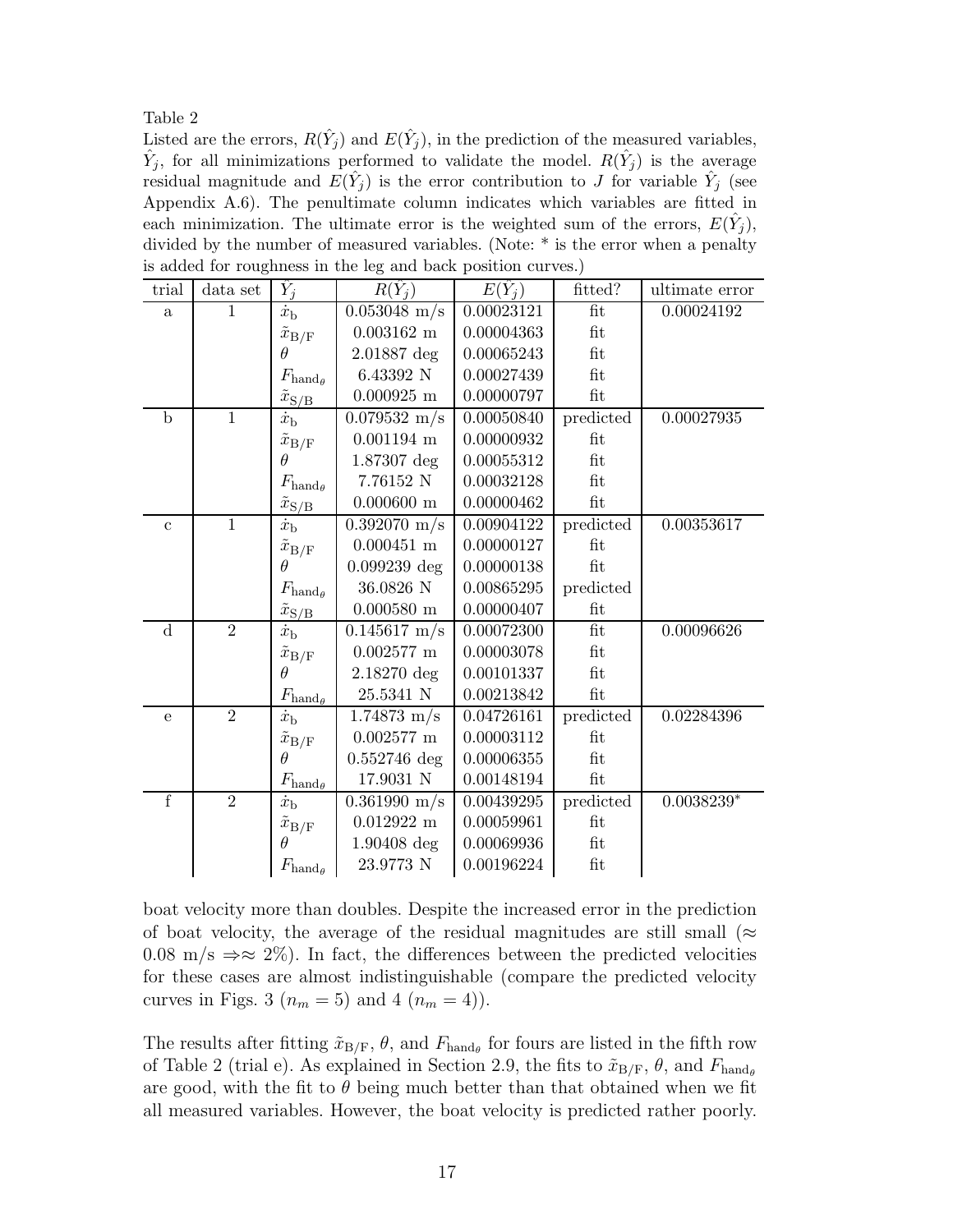Table 2

Listed are the errors, $R(\hat{Y}_j)$ and $E(\hat{Y}_j)$, in the prediction of the measured variables, $\hat{Y}_j$, for all minimizations performed to validate the model. $R(\hat{Y}_j)$ is the average residual magnitude and $E(\hat{Y}_j)$ is the error contribution to $J$ for variable $\hat{Y}_j$ (see Appendix A.6). The penultimate column indicates which variables are fitted in each minimization. The ultimate error is the weighted sum of the errors, $E(\hat{Y}_j)$, divided by the number of measured variables. (Note: * is the error when a penalty is added for roughness in the leg and back position curves.)

| trial | data set | $\hat{Y}_j$ | $R(\hat{Y}_j)$ | $E(\hat{Y}_j)$ | fitted? | ultimate error |
|---|---|---|---|---|---|---|
| a | 1 | $\dot{x}_{\mathrm{b}}$ | 0.053048 m/s | 0.00023121 | fit | 0.00024192 |
| | | $\tilde{x}_{\mathrm{B/F}}$ | 0.003162 m | 0.00004363 | fit | |
| | | $\theta$ | 2.01887 deg | 0.00065243 | fit | |
| | | $F_{\mathrm{hand}_\theta}$ | 6.43392 N | 0.00027439 | fit | |
| | | $\tilde{x}_{\mathrm{S/B}}$ | 0.000925 m | 0.00000797 | fit | |
| b | 1 | $\dot{x}_{\mathrm{b}}$ | 0.079532 m/s | 0.00050840 | predicted | 0.00027935 |
| | | $\tilde{x}_{\mathrm{B/F}}$ | 0.001194 m | 0.00000932 | fit | |
| | | $\theta$ | 1.87307 deg | 0.00055312 | fit | |
| | | $F_{\mathrm{hand}_\theta}$ | 7.76152 N | 0.00032128 | fit | |
| | | $\tilde{x}_{\mathrm{S/B}}$ | 0.000600 m | 0.00000462 | fit | |
| c | 1 | $\dot{x}_{\mathrm{b}}$ | 0.392070 m/s | 0.00904122 | predicted | 0.00353617 |
| | | $\tilde{x}_{\mathrm{B/F}}$ | 0.000451 m | 0.00000127 | fit | |
| | | $\theta$ | 0.099239 deg | 0.00000138 | fit | |
| | | $F_{\mathrm{hand}_\theta}$ | 36.0826 N | 0.00865295 | predicted | |
| | | $\tilde{x}_{\mathrm{S/B}}$ | 0.000580 m | 0.00000407 | fit | |
| d | 2 | $\dot{x}_{\mathrm{b}}$ | 0.145617 m/s | 0.00072300 | fit | 0.00096626 |
| | | $\tilde{x}_{\mathrm{B/F}}$ | 0.002577 m | 0.00003078 | fit | |
| | | $\theta$ | 2.18270 deg | 0.00101337 | fit | |
| | | $F_{\mathrm{hand}_\theta}$ | 25.5341 N | 0.00213842 | fit | |
| e | 2 | $\dot{x}_{\mathrm{b}}$ | 1.74873 m/s | 0.04726161 | predicted | 0.02284396 |
| | | $\tilde{x}_{\mathrm{B/F}}$ | 0.002577 m | 0.00003112 | fit | |
| | | $\theta$ | 0.552746 deg | 0.00006355 | fit | |
| | | $F_{\mathrm{hand}_\theta}$ | 17.9031 N | 0.00148194 | fit | |
| f | 2 | $\dot{x}_{\mathrm{b}}$ | 0.361990 m/s | 0.00439295 | predicted | 0.0038239* |
| | | $\tilde{x}_{\mathrm{B/F}}$ | 0.012922 m | 0.00059961 | fit | |
| | | $\theta$ | 1.90408 deg | 0.00069936 | fit | |
| | | $F_{\mathrm{hand}_\theta}$ | 23.9773 N | 0.00196224 | fit | |

boat velocity more than doubles. Despite the increased error in the prediction of boat velocity, the average of the residual magnitudes are still small ($\approx$ 0.08 m/s $\Rightarrow \approx 2\%$). In fact, the differences between the predicted velocities for these cases are almost indistinguishable (compare the predicted velocity curves in Figs. 3 ($n_m = 5$) and 4 ($n_m = 4$)).

The results after fitting $\tilde{x}_{\mathrm{B/F}}$, $\theta$, and $F_{\mathrm{hand}_\theta}$ for fours are listed in the fifth row of Table 2 (trial e). As explained in Section 2.9, the fits to $\tilde{x}_{\mathrm{B/F}}$, $\theta$, and $F_{\mathrm{hand}_\theta}$ are good, with the fit to $\theta$ being much better than that obtained when we fit all measured variables. However, the boat velocity is predicted rather poorly.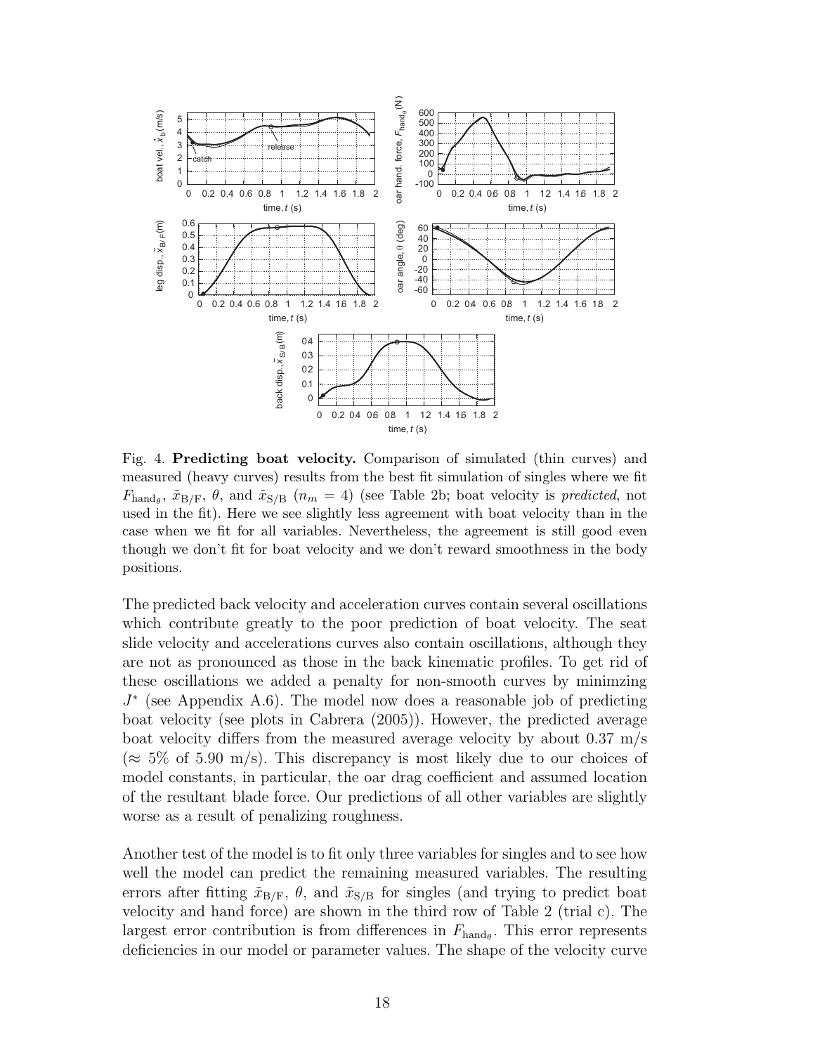Fig. 4. **Predicting boat velocity.** Comparison of simulated (thin curves) and measured (heavy curves) results from the best fit simulation of singles where we fit $F_{\text{hand}_\theta}$, $\tilde{x}_{\text{B/F}}$, $\theta$, and $\tilde{x}_{\text{S/B}}$ ($n_m = 4$) (see Table 2b; boat velocity is *predicted*, not used in the fit). Here we see slightly less agreement with boat velocity than in the case when we fit for all variables. Nevertheless, the agreement is still good even though we don't fit for boat velocity and we don't reward smoothness in the body positions.

The predicted back velocity and acceleration curves contain several oscillations which contribute greatly to the poor prediction of boat velocity. The seat slide velocity and accelerations curves also contain oscillations, although they are not as pronounced as those in the back kinematic profiles. To get rid of these oscillations we added a penalty for non-smooth curves by minimzing $J^*$ (see Appendix A.6). The model now does a reasonable job of predicting boat velocity (see plots in Cabrera (2005)). However, the predicted average boat velocity differs from the measured average velocity by about 0.37 m/s ($\approx$ 5% of 5.90 m/s). This discrepancy is most likely due to our choices of model constants, in particular, the oar drag coefficient and assumed location of the resultant blade force. Our predictions of all other variables are slightly worse as a result of penalizing roughness.

Another test of the model is to fit only three variables for singles and to see how well the model can predict the remaining measured variables. The resulting errors after fitting $\tilde{x}_{\text{B/F}}$, $\theta$, and $\tilde{x}_{\text{S/B}}$ for singles (and trying to predict boat velocity and hand force) are shown in the third row of Table 2 (trial c). The largest error contribution is from differences in $F_{\text{hand}_\theta}$. This error represents deficiencies in our model or parameter values. The shape of the velocity curve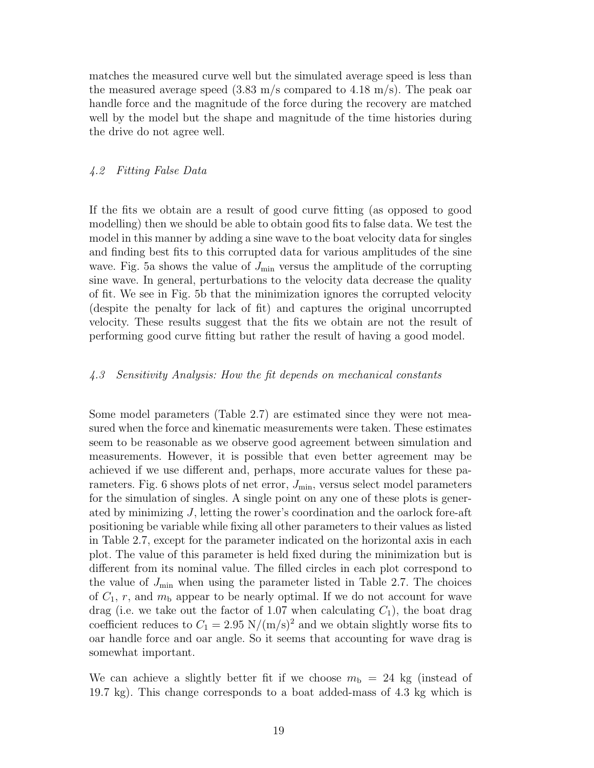matches the measured curve well but the simulated average speed is less than the measured average speed (3.83 m/s compared to 4.18 m/s). The peak oar handle force and the magnitude of the force during the recovery are matched well by the model but the shape and magnitude of the time histories during the drive do not agree well.

### *4.2 Fitting False Data*

If the fits we obtain are a result of good curve fitting (as opposed to good modelling) then we should be able to obtain good fits to false data. We test the model in this manner by adding a sine wave to the boat velocity data for singles and finding best fits to this corrupted data for various amplitudes of the sine wave. Fig. 5a shows the value of $J_{\mathrm{min}}$ versus the amplitude of the corrupting sine wave. In general, perturbations to the velocity data decrease the quality of fit. We see in Fig. 5b that the minimization ignores the corrupted velocity (despite the penalty for lack of fit) and captures the original uncorrupted velocity. These results suggest that the fits we obtain are not the result of performing good curve fitting but rather the result of having a good model.

### *4.3 Sensitivity Analysis: How the fit depends on mechanical constants*

Some model parameters (Table 2.7) are estimated since they were not measured when the force and kinematic measurements were taken. These estimates seem to be reasonable as we observe good agreement between simulation and measurements. However, it is possible that even better agreement may be achieved if we use different and, perhaps, more accurate values for these parameters. Fig. 6 shows plots of net error, $J_{\mathrm{min}}$, versus select model parameters for the simulation of singles. A single point on any one of these plots is generated by minimizing $J$, letting the rower's coordination and the oarlock fore-aft positioning be variable while fixing all other parameters to their values as listed in Table 2.7, except for the parameter indicated on the horizontal axis in each plot. The value of this parameter is held fixed during the minimization but is different from its nominal value. The filled circles in each plot correspond to the value of $J_{\mathrm{min}}$ when using the parameter listed in Table 2.7. The choices of $C_1$, $r$, and $m_{\mathrm{b}}$ appear to be nearly optimal. If we do not account for wave drag (i.e. we take out the factor of 1.07 when calculating $C_1$), the boat drag coefficient reduces to $C_1 = 2.95\ \mathrm{N/(m/s)^2}$ and we obtain slightly worse fits to oar handle force and oar angle. So it seems that accounting for wave drag is somewhat important.

We can achieve a slightly better fit if we choose $m_{\mathrm{b}} = 24$ kg (instead of 19.7 kg). This change corresponds to a boat added-mass of 4.3 kg which is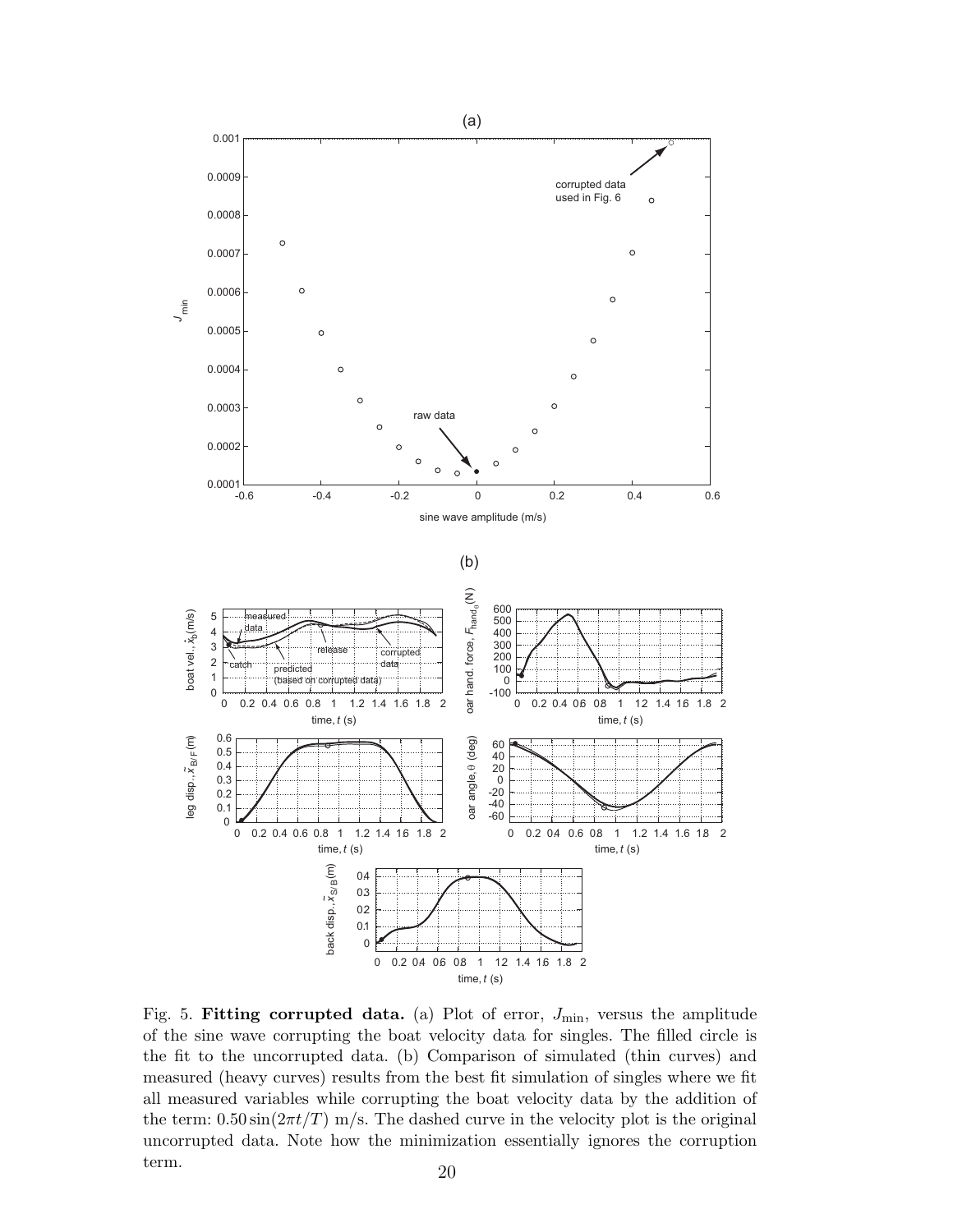Fig. 5. **Fitting corrupted data.** (a) Plot of error, $J_{\min}$, versus the amplitude of the sine wave corrupting the boat velocity data for singles. The filled circle is the fit to the uncorrupted data. (b) Comparison of simulated (thin curves) and measured (heavy curves) results from the best fit simulation of singles where we fit all measured variables while corrupting the boat velocity data by the addition of the term: $0.50 \sin(2\pi t/T)$ m/s. The dashed curve in the velocity plot is the original uncorrupted data. Note how the minimization essentially ignores the corruption term.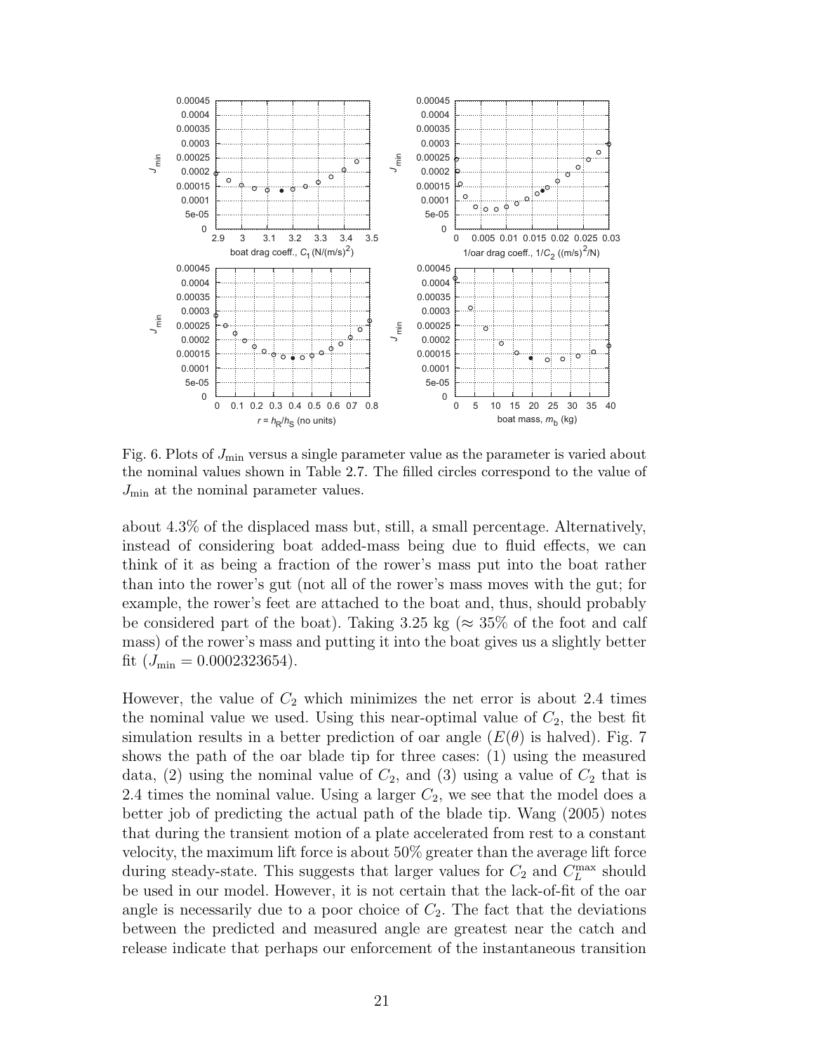Fig. 6. Plots of $J_{\min}$ versus a single parameter value as the parameter is varied about the nominal values shown in Table 2.7. The filled circles correspond to the value of $J_{\min}$ at the nominal parameter values.

about 4.3% of the displaced mass but, still, a small percentage. Alternatively, instead of considering boat added-mass being due to fluid effects, we can think of it as being a fraction of the rower's mass put into the boat rather than into the rower's gut (not all of the rower's mass moves with the gut; for example, the rower's feet are attached to the boat and, thus, should probably be considered part of the boat). Taking 3.25 kg ($\approx$ 35% of the foot and calf mass) of the rower's mass and putting it into the boat gives us a slightly better fit ($J_{\min} = 0.0002323654$).

However, the value of $C_2$ which minimizes the net error is about 2.4 times the nominal value we used. Using this near-optimal value of $C_2$, the best fit simulation results in a better prediction of oar angle ($E(\theta)$ is halved). Fig. 7 shows the path of the oar blade tip for three cases: (1) using the measured data, (2) using the nominal value of $C_2$, and (3) using a value of $C_2$ that is 2.4 times the nominal value. Using a larger $C_2$, we see that the model does a better job of predicting the actual path of the blade tip. Wang (2005) notes that during the transient motion of a plate accelerated from rest to a constant velocity, the maximum lift force is about 50% greater than the average lift force during steady-state. This suggests that larger values for $C_2$ and $C_L^{\max}$ should be used in our model. However, it is not certain that the lack-of-fit of the oar angle is necessarily due to a poor choice of $C_2$. The fact that the deviations between the predicted and measured angle are greatest near the catch and release indicate that perhaps our enforcement of the instantaneous transition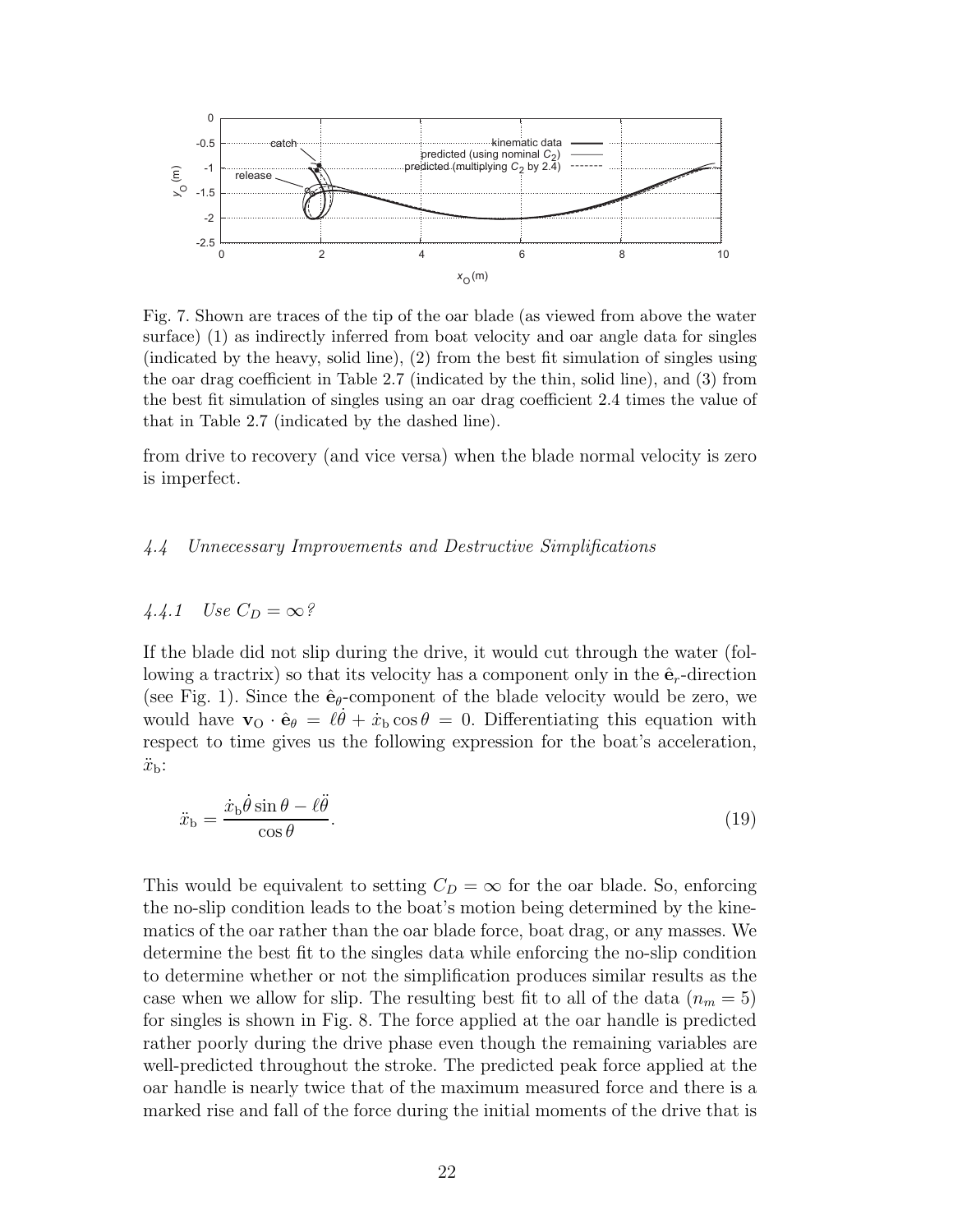Fig. 7. Shown are traces of the tip of the oar blade (as viewed from above the water surface) (1) as indirectly inferred from boat velocity and oar angle data for singles (indicated by the heavy, solid line), (2) from the best fit simulation of singles using the oar drag coefficient in Table 2.7 (indicated by the thin, solid line), and (3) from the best fit simulation of singles using an oar drag coefficient 2.4 times the value of that in Table 2.7 (indicated by the dashed line).

from drive to recovery (and vice versa) when the blade normal velocity is zero is imperfect.

### *4.4 Unnecessary Improvements and Destructive Simplifications*

#### *4.4.1 Use $C_D = \infty$?*

If the blade did not slip during the drive, it would cut through the water (following a tractrix) so that its velocity has a component only in the $\hat{\mathbf{e}}_r$-direction (see Fig. 1). Since the $\hat{\mathbf{e}}_\theta$-component of the blade velocity would be zero, we would have $\mathbf{v}_{\mathrm{O}} \cdot \hat{\mathbf{e}}_\theta = \ell\dot{\theta} + \dot{x}_{\mathrm{b}} \cos\theta = 0$. Differentiating this equation with respect to time gives us the following expression for the boat's acceleration, $\ddot{x}_{\mathrm{b}}$:

$$\ddot{x}_{\mathrm{b}} = \frac{\dot{x}_{\mathrm{b}}\dot{\theta}\sin\theta - \ell\ddot{\theta}}{\cos\theta}. \tag{19}$$

This would be equivalent to setting $C_D = \infty$ for the oar blade. So, enforcing the no-slip condition leads to the boat's motion being determined by the kinematics of the oar rather than the oar blade force, boat drag, or any masses. We determine the best fit to the singles data while enforcing the no-slip condition to determine whether or not the simplification produces similar results as the case when we allow for slip. The resulting best fit to all of the data ($n_m = 5$) for singles is shown in Fig. 8. The force applied at the oar handle is predicted rather poorly during the drive phase even though the remaining variables are well-predicted throughout the stroke. The predicted peak force applied at the oar handle is nearly twice that of the maximum measured force and there is a marked rise and fall of the force during the initial moments of the drive that is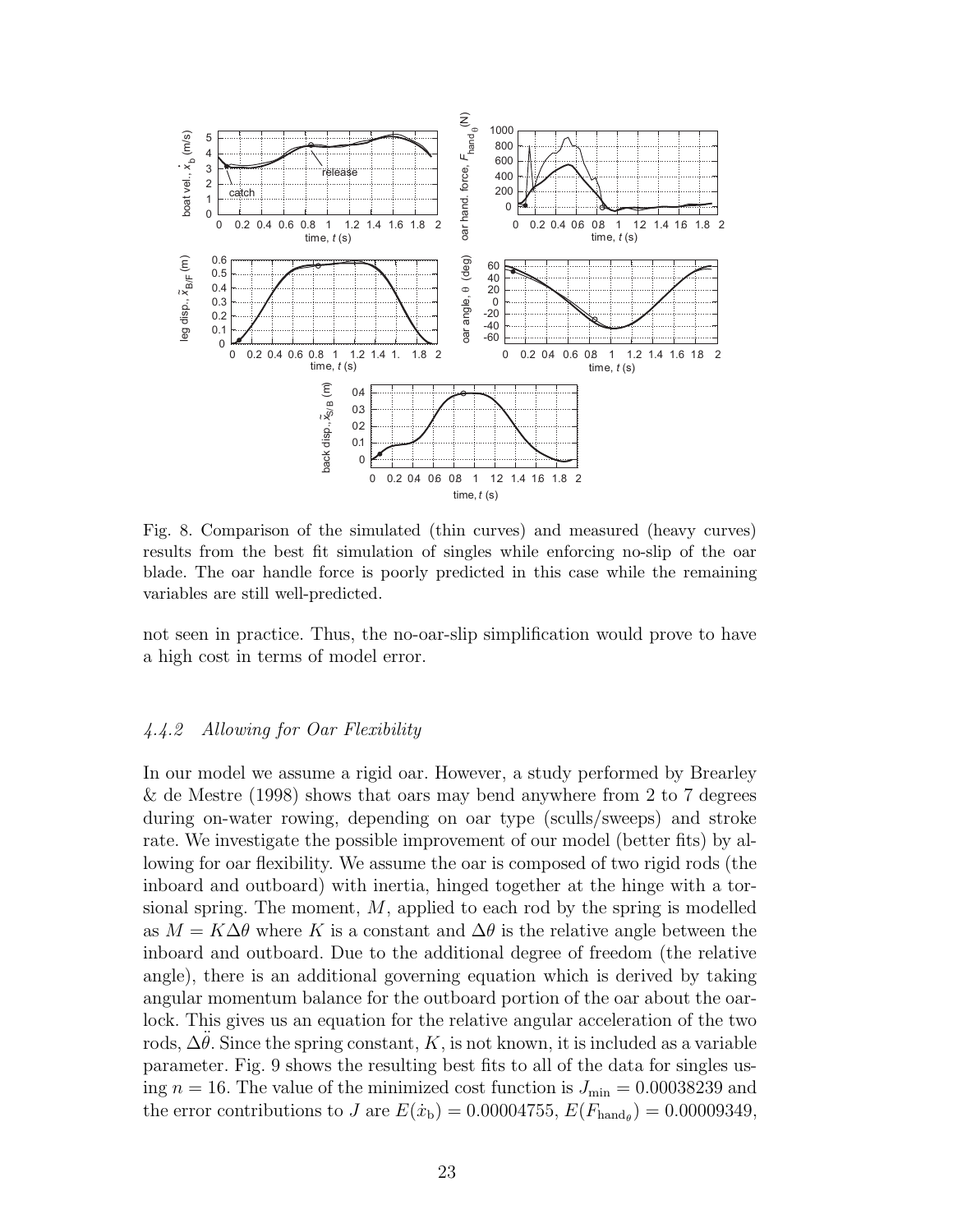Fig. 8. Comparison of the simulated (thin curves) and measured (heavy curves) results from the best fit simulation of singles while enforcing no-slip of the oar blade. The oar handle force is poorly predicted in this case while the remaining variables are still well-predicted.

not seen in practice. Thus, the no-oar-slip simplification would prove to have a high cost in terms of model error.

### *4.4.2 Allowing for Oar Flexibility*

In our model we assume a rigid oar. However, a study performed by Brearley & de Mestre (1998) shows that oars may bend anywhere from 2 to 7 degrees during on-water rowing, depending on oar type (sculls/sweeps) and stroke rate. We investigate the possible improvement of our model (better fits) by allowing for oar flexibility. We assume the oar is composed of two rigid rods (the inboard and outboard) with inertia, hinged together at the hinge with a torsional spring. The moment, $M$, applied to each rod by the spring is modelled as $M = K\Delta\theta$ where $K$ is a constant and $\Delta\theta$ is the relative angle between the inboard and outboard. Due to the additional degree of freedom (the relative angle), there is an additional governing equation which is derived by taking angular momentum balance for the outboard portion of the oar about the oarlock. This gives us an equation for the relative angular acceleration of the two rods, $\Delta\ddot{\theta}$. Since the spring constant, $K$, is not known, it is included as a variable parameter. Fig. 9 shows the resulting best fits to all of the data for singles using $n = 16$. The value of the minimized cost function is $J_{\min} = 0.00038239$ and the error contributions to $J$ are $E(\dot{x}_{\mathrm{b}}) = 0.00004755$, $E(F_{\mathrm{hand}_\theta}) = 0.00009349$,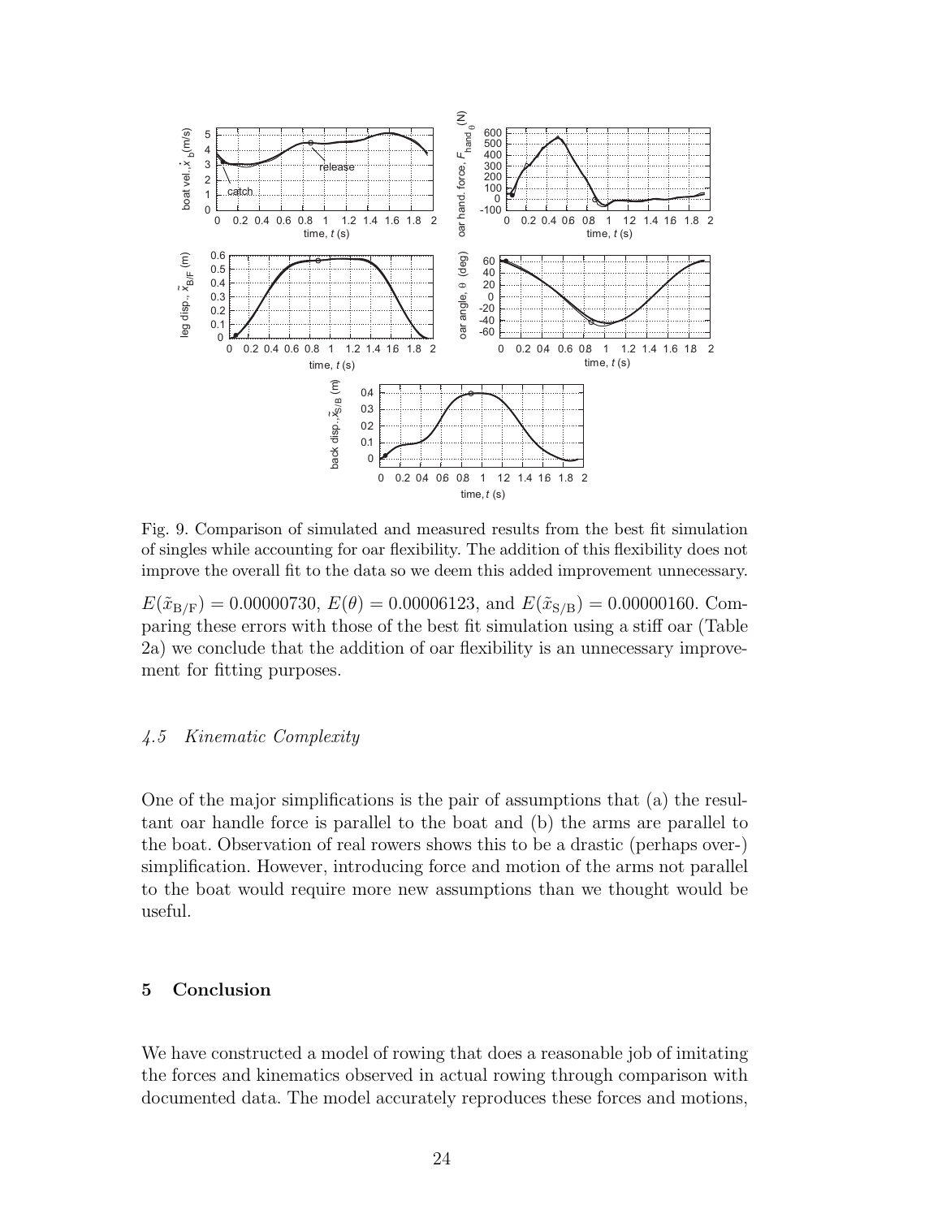Fig. 9. Comparison of simulated and measured results from the best fit simulation of singles while accounting for oar flexibility. The addition of this flexibility does not improve the overall fit to the data so we deem this added improvement unnecessary.

$E(\tilde{x}_{\mathrm{B/F}}) = 0.00000730$, $E(\theta) = 0.00006123$, and $E(\tilde{x}_{\mathrm{S/B}}) = 0.00000160$. Comparing these errors with those of the best fit simulation using a stiff oar (Table 2a) we conclude that the addition of oar flexibility is an unnecessary improvement for fitting purposes.

### *4.5 Kinematic Complexity*

One of the major simplifications is the pair of assumptions that (a) the resultant oar handle force is parallel to the boat and (b) the arms are parallel to the boat. Observation of real rowers shows this to be a drastic (perhaps over-) simplification. However, introducing force and motion of the arms not parallel to the boat would require more new assumptions than we thought would be useful.

## 5 Conclusion

We have constructed a model of rowing that does a reasonable job of imitating the forces and kinematics observed in actual rowing through comparison with documented data. The model accurately reproduces these forces and motions,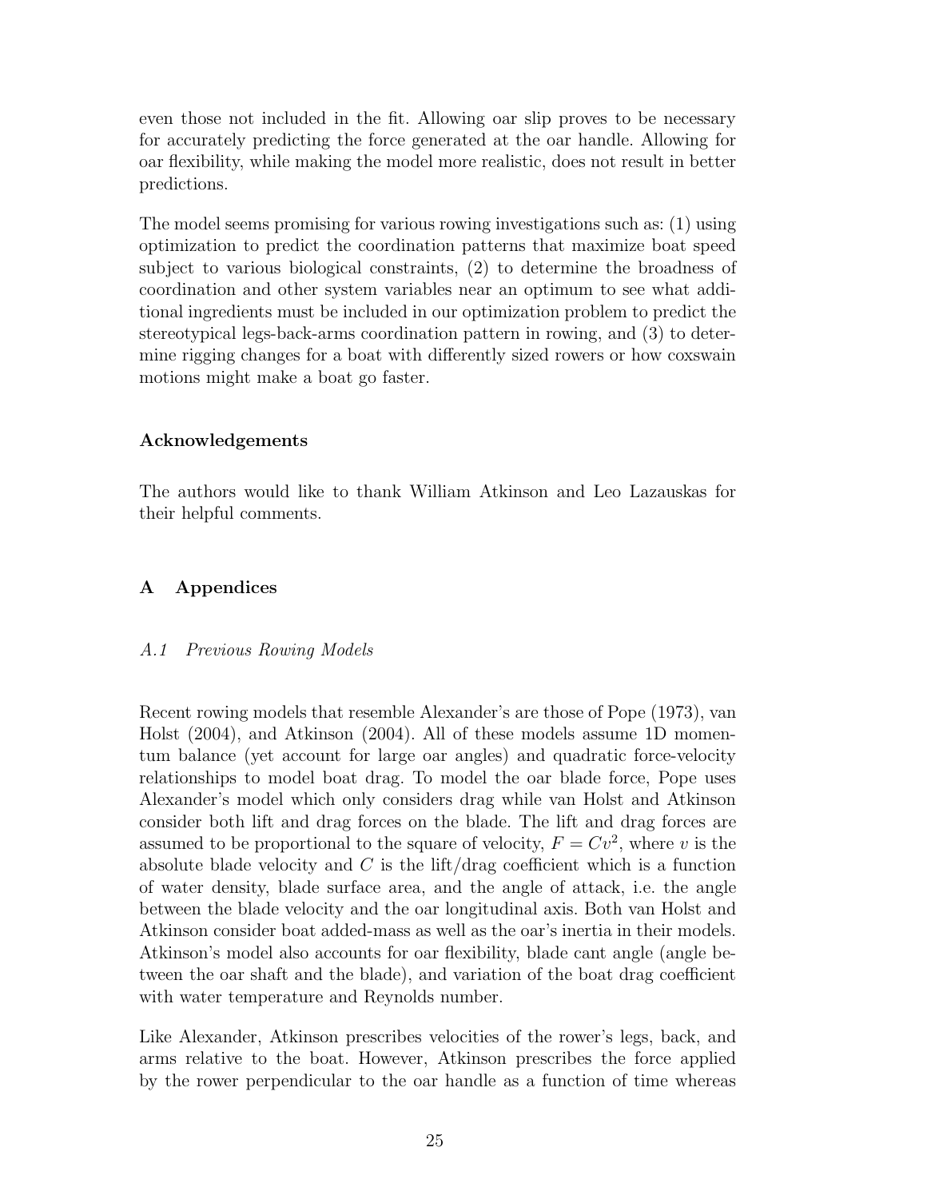even those not included in the fit. Allowing oar slip proves to be necessary for accurately predicting the force generated at the oar handle. Allowing for oar flexibility, while making the model more realistic, does not result in better predictions.

The model seems promising for various rowing investigations such as: (1) using optimization to predict the coordination patterns that maximize boat speed subject to various biological constraints, (2) to determine the broadness of coordination and other system variables near an optimum to see what additional ingredients must be included in our optimization problem to predict the stereotypical legs-back-arms coordination pattern in rowing, and (3) to determine rigging changes for a boat with differently sized rowers or how coxswain motions might make a boat go faster.

### Acknowledgements

The authors would like to thank William Atkinson and Leo Lazauskas for their helpful comments.

## A Appendices

### *A.1 Previous Rowing Models*

Recent rowing models that resemble Alexander's are those of Pope (1973), van Holst (2004), and Atkinson (2004). All of these models assume 1D momentum balance (yet account for large oar angles) and quadratic force-velocity relationships to model boat drag. To model the oar blade force, Pope uses Alexander's model which only considers drag while van Holst and Atkinson consider both lift and drag forces on the blade. The lift and drag forces are assumed to be proportional to the square of velocity, $F = Cv^2$, where $v$ is the absolute blade velocity and $C$ is the lift/drag coefficient which is a function of water density, blade surface area, and the angle of attack, i.e. the angle between the blade velocity and the oar longitudinal axis. Both van Holst and Atkinson consider boat added-mass as well as the oar's inertia in their models. Atkinson's model also accounts for oar flexibility, blade cant angle (angle between the oar shaft and the blade), and variation of the boat drag coefficient with water temperature and Reynolds number.

Like Alexander, Atkinson prescribes velocities of the rower's legs, back, and arms relative to the boat. However, Atkinson prescribes the force applied by the rower perpendicular to the oar handle as a function of time whereas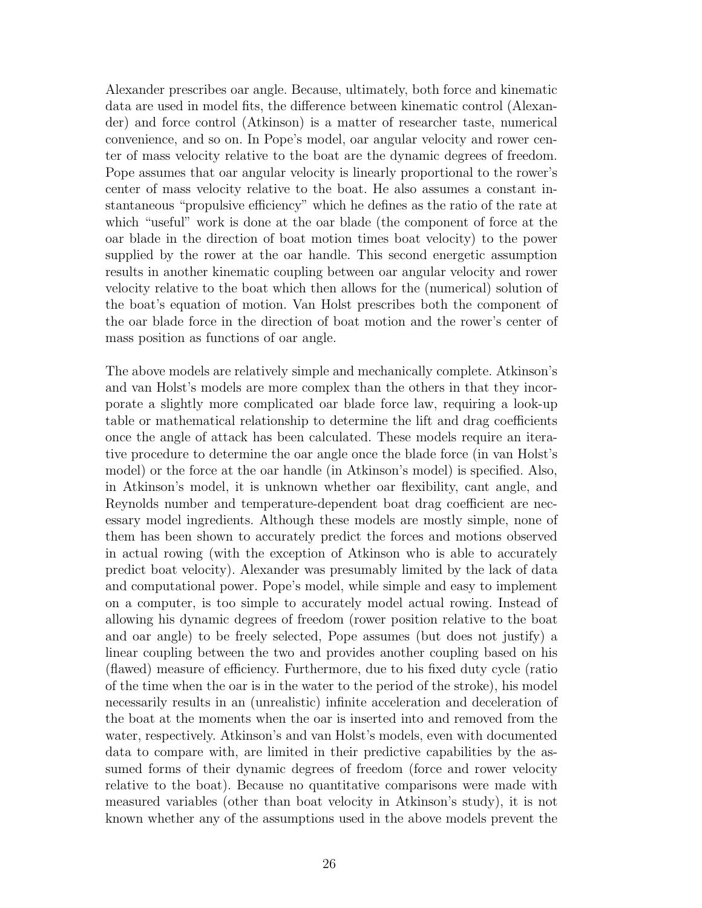Alexander prescribes oar angle. Because, ultimately, both force and kinematic data are used in model fits, the difference between kinematic control (Alexander) and force control (Atkinson) is a matter of researcher taste, numerical convenience, and so on. In Pope's model, oar angular velocity and rower center of mass velocity relative to the boat are the dynamic degrees of freedom. Pope assumes that oar angular velocity is linearly proportional to the rower's center of mass velocity relative to the boat. He also assumes a constant instantaneous "propulsive efficiency" which he defines as the ratio of the rate at which "useful" work is done at the oar blade (the component of force at the oar blade in the direction of boat motion times boat velocity) to the power supplied by the rower at the oar handle. This second energetic assumption results in another kinematic coupling between oar angular velocity and rower velocity relative to the boat which then allows for the (numerical) solution of the boat's equation of motion. Van Holst prescribes both the component of the oar blade force in the direction of boat motion and the rower's center of mass position as functions of oar angle.

The above models are relatively simple and mechanically complete. Atkinson's and van Holst's models are more complex than the others in that they incorporate a slightly more complicated oar blade force law, requiring a look-up table or mathematical relationship to determine the lift and drag coefficients once the angle of attack has been calculated. These models require an iterative procedure to determine the oar angle once the blade force (in van Holst's model) or the force at the oar handle (in Atkinson's model) is specified. Also, in Atkinson's model, it is unknown whether oar flexibility, cant angle, and Reynolds number and temperature-dependent boat drag coefficient are necessary model ingredients. Although these models are mostly simple, none of them has been shown to accurately predict the forces and motions observed in actual rowing (with the exception of Atkinson who is able to accurately predict boat velocity). Alexander was presumably limited by the lack of data and computational power. Pope's model, while simple and easy to implement on a computer, is too simple to accurately model actual rowing. Instead of allowing his dynamic degrees of freedom (rower position relative to the boat and oar angle) to be freely selected, Pope assumes (but does not justify) a linear coupling between the two and provides another coupling based on his (flawed) measure of efficiency. Furthermore, due to his fixed duty cycle (ratio of the time when the oar is in the water to the period of the stroke), his model necessarily results in an (unrealistic) infinite acceleration and deceleration of the boat at the moments when the oar is inserted into and removed from the water, respectively. Atkinson's and van Holst's models, even with documented data to compare with, are limited in their predictive capabilities by the assumed forms of their dynamic degrees of freedom (force and rower velocity relative to the boat). Because no quantitative comparisons were made with measured variables (other than boat velocity in Atkinson's study), it is not known whether any of the assumptions used in the above models prevent the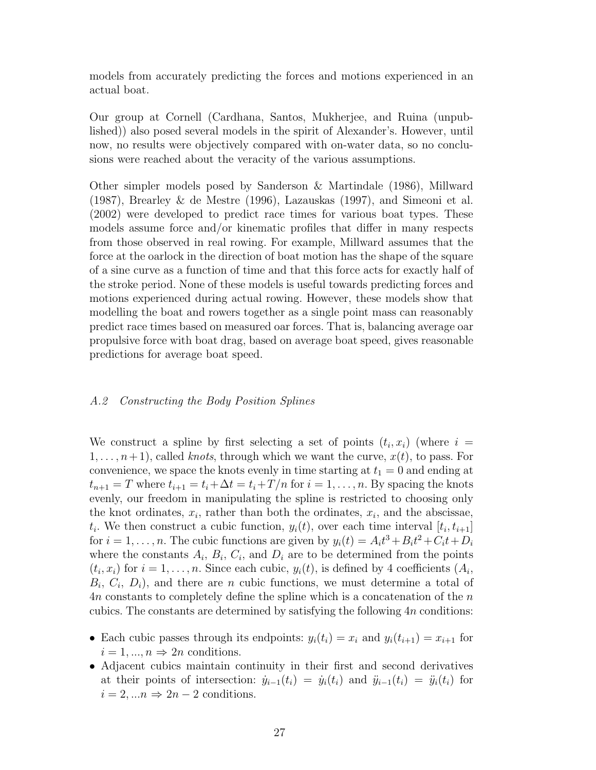models from accurately predicting the forces and motions experienced in an actual boat.

Our group at Cornell (Cardhana, Santos, Mukherjee, and Ruina (unpublished)) also posed several models in the spirit of Alexander's. However, until now, no results were objectively compared with on-water data, so no conclusions were reached about the veracity of the various assumptions.

Other simpler models posed by Sanderson & Martindale (1986), Millward (1987), Brearley & de Mestre (1996), Lazauskas (1997), and Simeoni et al. (2002) were developed to predict race times for various boat types. These models assume force and/or kinematic profiles that differ in many respects from those observed in real rowing. For example, Millward assumes that the force at the oarlock in the direction of boat motion has the shape of the square of a sine curve as a function of time and that this force acts for exactly half of the stroke period. None of these models is useful towards predicting forces and motions experienced during actual rowing. However, these models show that modelling the boat and rowers together as a single point mass can reasonably predict race times based on measured oar forces. That is, balancing average oar propulsive force with boat drag, based on average boat speed, gives reasonable predictions for average boat speed.

### *A.2 Constructing the Body Position Splines*

We construct a spline by first selecting a set of points $(t_i, x_i)$ (where $i = 1, \ldots, n+1$), called *knots*, through which we want the curve, $x(t)$, to pass. For convenience, we space the knots evenly in time starting at $t_1 = 0$ and ending at $t_{n+1} = T$ where $t_{i+1} = t_i + \Delta t = t_i + T/n$ for $i = 1, \ldots, n$. By spacing the knots evenly, our freedom in manipulating the spline is restricted to choosing only the knot ordinates, $x_i$, rather than both the ordinates, $x_i$, and the abscissae, $t_i$. We then construct a cubic function, $y_i(t)$, over each time interval $[t_i, t_{i+1}]$ for $i = 1, \ldots, n$. The cubic functions are given by $y_i(t) = A_i t^3 + B_i t^2 + C_i t + D_i$ where the constants $A_i$, $B_i$, $C_i$, and $D_i$ are to be determined from the points $(t_i, x_i)$ for $i = 1, \ldots, n$. Since each cubic, $y_i(t)$, is defined by 4 coefficients ($A_i$, $B_i$, $C_i$, $D_i$), and there are $n$ cubic functions, we must determine a total of $4n$ constants to completely define the spline which is a concatenation of the $n$ cubics. The constants are determined by satisfying the following $4n$ conditions:

- Each cubic passes through its endpoints: $y_i(t_i) = x_i$ and $y_i(t_{i+1}) = x_{i+1}$ for $i = 1, ..., n \Rightarrow 2n$ conditions.
- Adjacent cubics maintain continuity in their first and second derivatives at their points of intersection: $\dot{y}_{i-1}(t_i) = \dot{y}_i(t_i)$ and $\ddot{y}_{i-1}(t_i) = \ddot{y}_i(t_i)$ for $i = 2, ...n \Rightarrow 2n - 2$ conditions.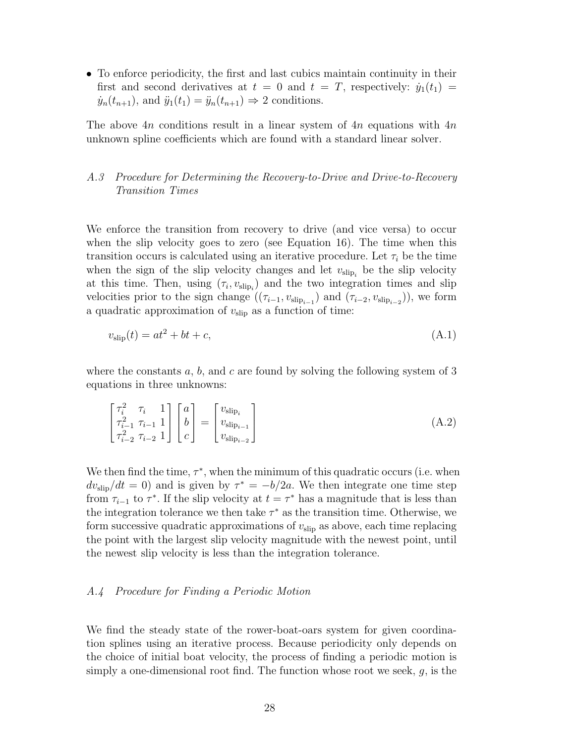- To enforce periodicity, the first and last cubics maintain continuity in their first and second derivatives at $t = 0$ and $t = T$, respectively: $\dot{y}_1(t_1) = \dot{y}_n(t_{n+1})$, and $\ddot{y}_1(t_1) = \ddot{y}_n(t_{n+1}) \Rightarrow 2$ conditions.

The above $4n$ conditions result in a linear system of $4n$ equations with $4n$ unknown spline coefficients which are found with a standard linear solver.

### *A.3 Procedure for Determining the Recovery-to-Drive and Drive-to-Recovery Transition Times*

We enforce the transition from recovery to drive (and vice versa) to occur when the slip velocity goes to zero (see Equation 16). The time when this transition occurs is calculated using an iterative procedure. Let $\tau_i$ be the time when the sign of the slip velocity changes and let $v_{\text{slip}_i}$ be the slip velocity at this time. Then, using $(\tau_i, v_{\text{slip}_i})$ and the two integration times and slip velocities prior to the sign change ($(\tau_{i-1}, v_{\text{slip}_{i-1}})$ and $(\tau_{i-2}, v_{\text{slip}_{i-2}})$), we form a quadratic approximation of $v_{\text{slip}}$ as a function of time:

$$v_{\text{slip}}(t) = at^2 + bt + c, \tag{A.1}$$

where the constants $a$, $b$, and $c$ are found by solving the following system of 3 equations in three unknowns:

$$\begin{bmatrix} \tau_i^2 & \tau_i & 1 \\ \tau_{i-1}^2 & \tau_{i-1} & 1 \\ \tau_{i-2}^2 & \tau_{i-2} & 1 \end{bmatrix} \begin{bmatrix} a \\ b \\ c \end{bmatrix} = \begin{bmatrix} v_{\text{slip}_i} \\ v_{\text{slip}_{i-1}} \\ v_{\text{slip}_{i-2}} \end{bmatrix} \tag{A.2}$$

We then find the time, $\tau^*$, when the minimum of this quadratic occurs (i.e. when $dv_{\text{slip}}/dt = 0$) and is given by $\tau^* = -b/2a$. We then integrate one time step from $\tau_{i-1}$ to $\tau^*$. If the slip velocity at $t = \tau^*$ has a magnitude that is less than the integration tolerance we then take $\tau^*$ as the transition time. Otherwise, we form successive quadratic approximations of $v_{\text{slip}}$ as above, each time replacing the point with the largest slip velocity magnitude with the newest point, until the newest slip velocity is less than the integration tolerance.

### *A.4 Procedure for Finding a Periodic Motion*

We find the steady state of the rower-boat-oars system for given coordination splines using an iterative process. Because periodicity only depends on the choice of initial boat velocity, the process of finding a periodic motion is simply a one-dimensional root find. The function whose root we seek, $g$, is the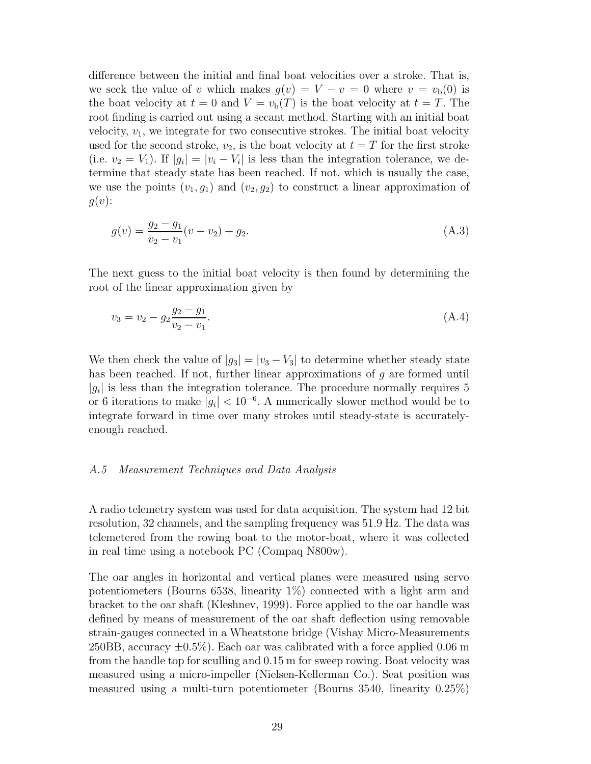difference between the initial and final boat velocities over a stroke. That is, we seek the value of $v$ which makes $g(v) = V - v = 0$ where $v = v_\mathrm{b}(0)$ is the boat velocity at $t = 0$ and $V = v_\mathrm{b}(T)$ is the boat velocity at $t = T$. The root finding is carried out using a secant method. Starting with an initial boat velocity, $v_1$, we integrate for two consecutive strokes. The initial boat velocity used for the second stroke, $v_2$, is the boat velocity at $t = T$ for the first stroke (i.e. $v_2 = V_1$). If $|g_i| = |v_i - V_i|$ is less than the integration tolerance, we determine that steady state has been reached. If not, which is usually the case, we use the points $(v_1, g_1)$ and $(v_2, g_2)$ to construct a linear approximation of $g(v)$:

$$g(v) = \frac{g_2 - g_1}{v_2 - v_1}(v - v_2) + g_2. \tag{A.3}$$

The next guess to the initial boat velocity is then found by determining the root of the linear approximation given by

$$v_3 = v_2 - g_2 \frac{g_2 - g_1}{v_2 - v_1}. \tag{A.4}$$

We then check the value of $|g_3| = |v_3 - V_3|$ to determine whether steady state has been reached. If not, further linear approximations of $g$ are formed until $|g_i|$ is less than the integration tolerance. The procedure normally requires 5 or 6 iterations to make $|g_i| < 10^{-6}$. A numerically slower method would be to integrate forward in time over many strokes until steady-state is accurately-enough reached.

### *A.5 Measurement Techniques and Data Analysis*

A radio telemetry system was used for data acquisition. The system had 12 bit resolution, 32 channels, and the sampling frequency was 51.9 Hz. The data was telemetered from the rowing boat to the motor-boat, where it was collected in real time using a notebook PC (Compaq N800w).

The oar angles in horizontal and vertical planes were measured using servo potentiometers (Bourns 6538, linearity 1%) connected with a light arm and bracket to the oar shaft (Kleshnev, 1999). Force applied to the oar handle was defined by means of measurement of the oar shaft deflection using removable strain-gauges connected in a Wheatstone bridge (Vishay Micro-Measurements 250BB, accuracy ±0.5%). Each oar was calibrated with a force applied 0.06 m from the handle top for sculling and 0.15 m for sweep rowing. Boat velocity was measured using a micro-impeller (Nielsen-Kellerman Co.). Seat position was measured using a multi-turn potentiometer (Bourns 3540, linearity 0.25%)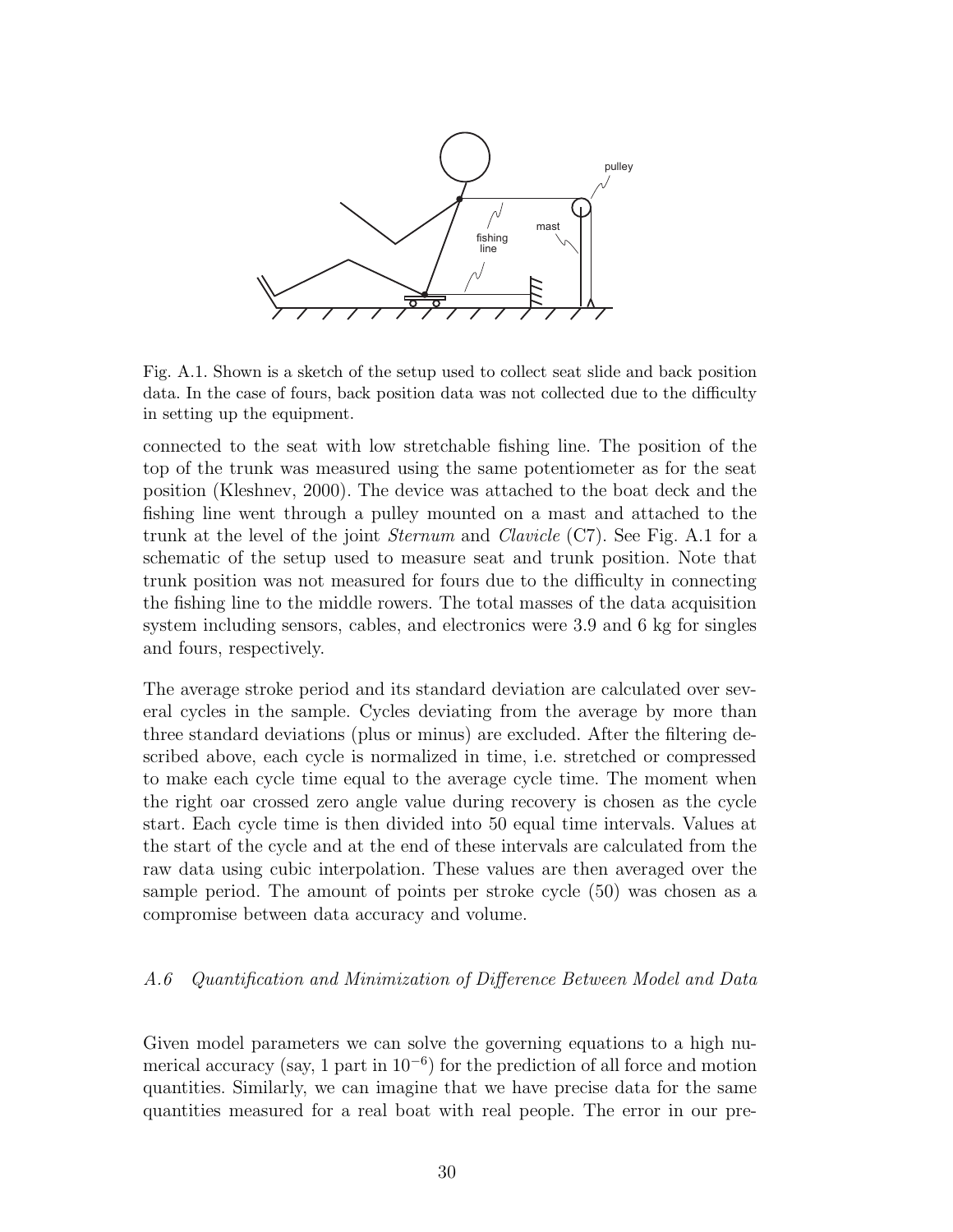Fig. A.1. Shown is a sketch of the setup used to collect seat slide and back position data. In the case of fours, back position data was not collected due to the difficulty in setting up the equipment.

connected to the seat with low stretchable fishing line. The position of the top of the trunk was measured using the same potentiometer as for the seat position (Kleshnev, 2000). The device was attached to the boat deck and the fishing line went through a pulley mounted on a mast and attached to the trunk at the level of the joint *Sternum* and *Clavicle* (C7). See Fig. A.1 for a schematic of the setup used to measure seat and trunk position. Note that trunk position was not measured for fours due to the difficulty in connecting the fishing line to the middle rowers. The total masses of the data acquisition system including sensors, cables, and electronics were 3.9 and 6 kg for singles and fours, respectively.

The average stroke period and its standard deviation are calculated over several cycles in the sample. Cycles deviating from the average by more than three standard deviations (plus or minus) are excluded. After the filtering described above, each cycle is normalized in time, i.e. stretched or compressed to make each cycle time equal to the average cycle time. The moment when the right oar crossed zero angle value during recovery is chosen as the cycle start. Each cycle time is then divided into 50 equal time intervals. Values at the start of the cycle and at the end of these intervals are calculated from the raw data using cubic interpolation. These values are then averaged over the sample period. The amount of points per stroke cycle (50) was chosen as a compromise between data accuracy and volume.

### *A.6 Quantification and Minimization of Difference Between Model and Data*

Given model parameters we can solve the governing equations to a high numerical accuracy (say, 1 part in $10^{-6}$) for the prediction of all force and motion quantities. Similarly, we can imagine that we have precise data for the same quantities measured for a real boat with real people. The error in our pre-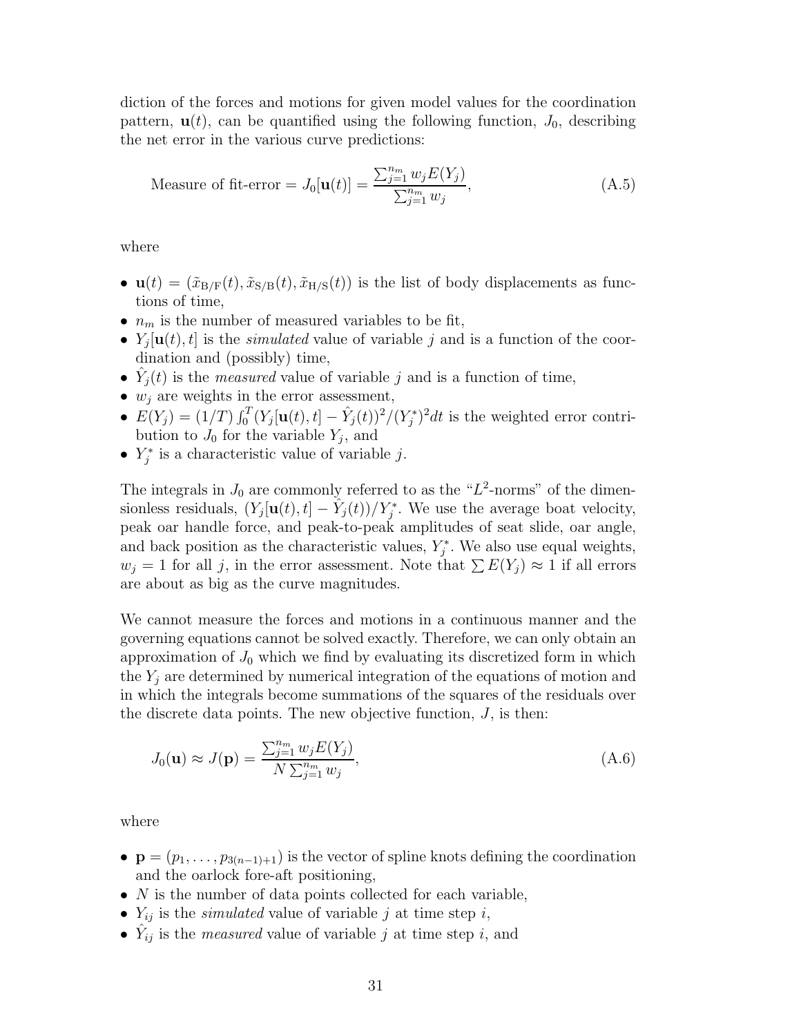diction of the forces and motions for given model values for the coordination pattern, $\mathbf{u}(t)$, can be quantified using the following function, $J_0$, describing the net error in the various curve predictions:

$$\text{Measure of fit-error} = J_0[\mathbf{u}(t)] = \frac{\sum_{j=1}^{n_m} w_j E(Y_j)}{\sum_{j=1}^{n_m} w_j}, \tag{A.5}$$

where

- $\mathbf{u}(t) = (\tilde{x}_{\mathrm{B/F}}(t), \tilde{x}_{\mathrm{S/B}}(t), \tilde{x}_{\mathrm{H/S}}(t))$ is the list of body displacements as functions of time,
- $n_m$ is the number of measured variables to be fit,
- $Y_j[\mathbf{u}(t), t]$ is the *simulated* value of variable $j$ and is a function of the coordination and (possibly) time,
- $\hat{Y}_j(t)$ is the *measured* value of variable $j$ and is a function of time,
- $w_j$ are weights in the error assessment,
- $E(Y_j) = (1/T)\int_0^T (Y_j[\mathbf{u}(t), t] - \hat{Y}_j(t))^2/(Y_j^*)^2 dt$ is the weighted error contribution to $J_0$ for the variable $Y_j$, and
- $Y_j^*$ is a characteristic value of variable $j$.

The integrals in $J_0$ are commonly referred to as the "$L^2$-norms" of the dimensionless residuals, $(Y_j[\mathbf{u}(t), t] - \hat{Y}_j(t))/Y_j^*$. We use the average boat velocity, peak oar handle force, and peak-to-peak amplitudes of seat slide, oar angle, and back position as the characteristic values, $Y_j^*$. We also use equal weights, $w_j = 1$ for all $j$, in the error assessment. Note that $\sum E(Y_j) \approx 1$ if all errors are about as big as the curve magnitudes.

We cannot measure the forces and motions in a continuous manner and the governing equations cannot be solved exactly. Therefore, we can only obtain an approximation of $J_0$ which we find by evaluating its discretized form in which the $Y_j$ are determined by numerical integration of the equations of motion and in which the integrals become summations of the squares of the residuals over the discrete data points. The new objective function, $J$, is then:

$$J_0(\mathbf{u}) \approx J(\mathbf{p}) = \frac{\sum_{j=1}^{n_m} w_j E(Y_j)}{N\sum_{j=1}^{n_m} w_j}, \tag{A.6}$$

where

- $\mathbf{p} = (p_1, \ldots, p_{3(n-1)+1})$ is the vector of spline knots defining the coordination and the oarlock fore-aft positioning,
- $N$ is the number of data points collected for each variable,
- $Y_{ij}$ is the *simulated* value of variable $j$ at time step $i$,
- $\hat{Y}_{ij}$ is the *measured* value of variable $j$ at time step $i$, and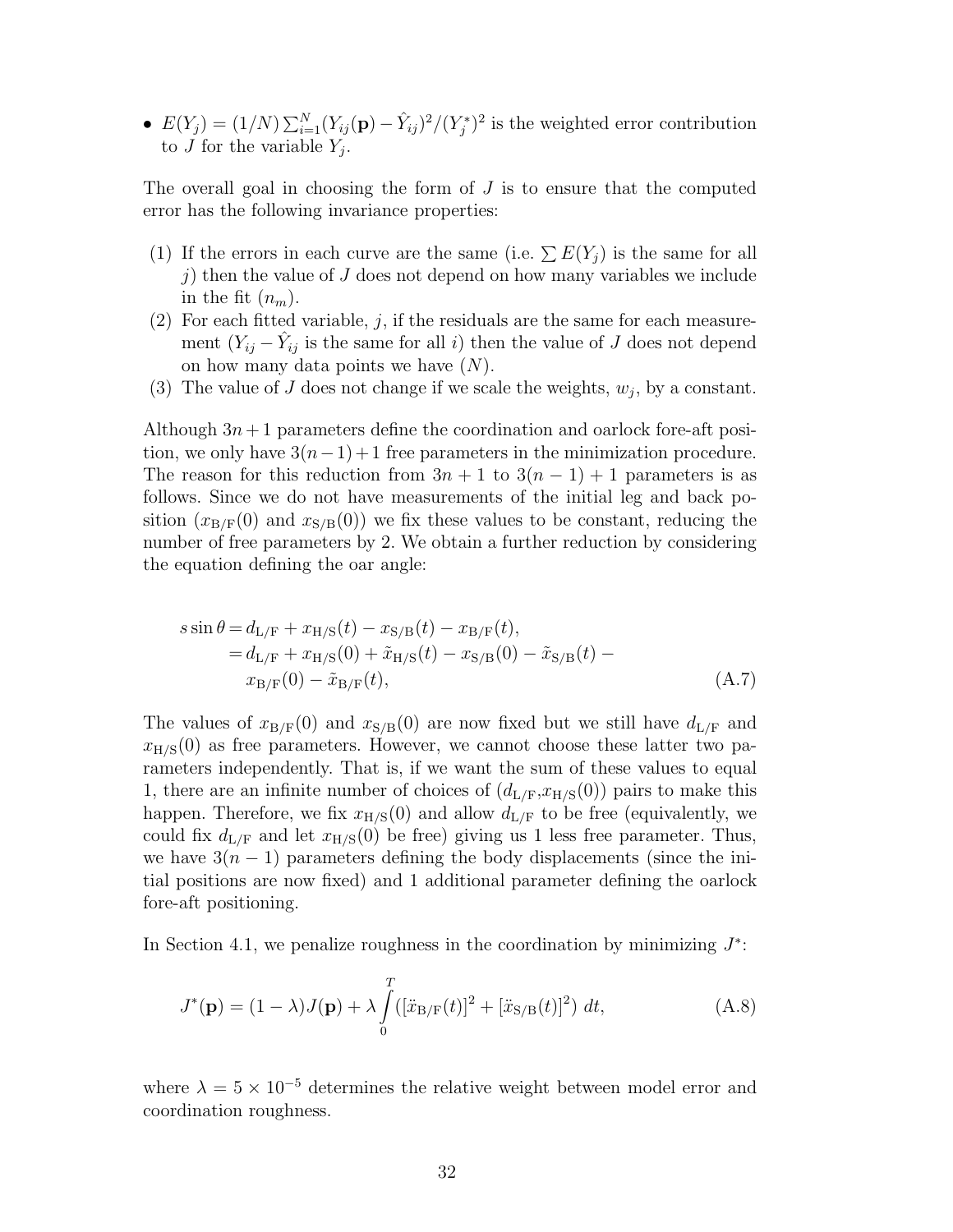- $E(Y_j) = (1/N)\sum_{i=1}^{N}(Y_{ij}(\mathbf{p}) - \hat{Y}_{ij})^2/(Y_j^*)^2$ is the weighted error contribution to $J$ for the variable $Y_j$.

The overall goal in choosing the form of $J$ is to ensure that the computed error has the following invariance properties:

(1) If the errors in each curve are the same (i.e. $\sum E(Y_j)$ is the same for all $j$) then the value of $J$ does not depend on how many variables we include in the fit ($n_m$).
(2) For each fitted variable, $j$, if the residuals are the same for each measurement ($Y_{ij} - \hat{Y}_{ij}$ is the same for all $i$) then the value of $J$ does not depend on how many data points we have ($N$).
(3) The value of $J$ does not change if we scale the weights, $w_j$, by a constant.

Although $3n+1$ parameters define the coordination and oarlock fore-aft position, we only have $3(n-1)+1$ free parameters in the minimization procedure. The reason for this reduction from $3n+1$ to $3(n-1)+1$ parameters is as follows. Since we do not have measurements of the initial leg and back position ($x_{\mathrm{B/F}}(0)$ and $x_{\mathrm{S/B}}(0)$) we fix these values to be constant, reducing the number of free parameters by 2. We obtain a further reduction by considering the equation defining the oar angle:

$$
\begin{aligned}
s\sin\theta &= d_{\mathrm{L/F}} + x_{\mathrm{H/S}}(t) - x_{\mathrm{S/B}}(t) - x_{\mathrm{B/F}}(t),\\
&= d_{\mathrm{L/F}} + x_{\mathrm{H/S}}(0) + \tilde{x}_{\mathrm{H/S}}(t) - x_{\mathrm{S/B}}(0) - \tilde{x}_{\mathrm{S/B}}(t) -\\
&\quad x_{\mathrm{B/F}}(0) - \tilde{x}_{\mathrm{B/F}}(t),
\end{aligned}
\tag{A.7}
$$

The values of $x_{\mathrm{B/F}}(0)$ and $x_{\mathrm{S/B}}(0)$ are now fixed but we still have $d_{\mathrm{L/F}}$ and $x_{\mathrm{H/S}}(0)$ as free parameters. However, we cannot choose these latter two parameters independently. That is, if we want the sum of these values to equal 1, there are an infinite number of choices of ($d_{\mathrm{L/F}}$,$x_{\mathrm{H/S}}(0)$) pairs to make this happen. Therefore, we fix $x_{\mathrm{H/S}}(0)$ and allow $d_{\mathrm{L/F}}$ to be free (equivalently, we could fix $d_{\mathrm{L/F}}$ and let $x_{\mathrm{H/S}}(0)$ be free) giving us 1 less free parameter. Thus, we have $3(n-1)$ parameters defining the body displacements (since the initial positions are now fixed) and 1 additional parameter defining the oarlock fore-aft positioning.

In Section 4.1, we penalize roughness in the coordination by minimizing $J^*$:

$$
J^*(\mathbf{p}) = (1-\lambda)J(\mathbf{p}) + \lambda\int_0^T \left([\ddot{x}_{\mathrm{B/F}}(t)]^2 + [\ddot{x}_{\mathrm{S/B}}(t)]^2\right)\,dt,
\tag{A.8}
$$

where $\lambda = 5\times 10^{-5}$ determines the relative weight between model error and coordination roughness.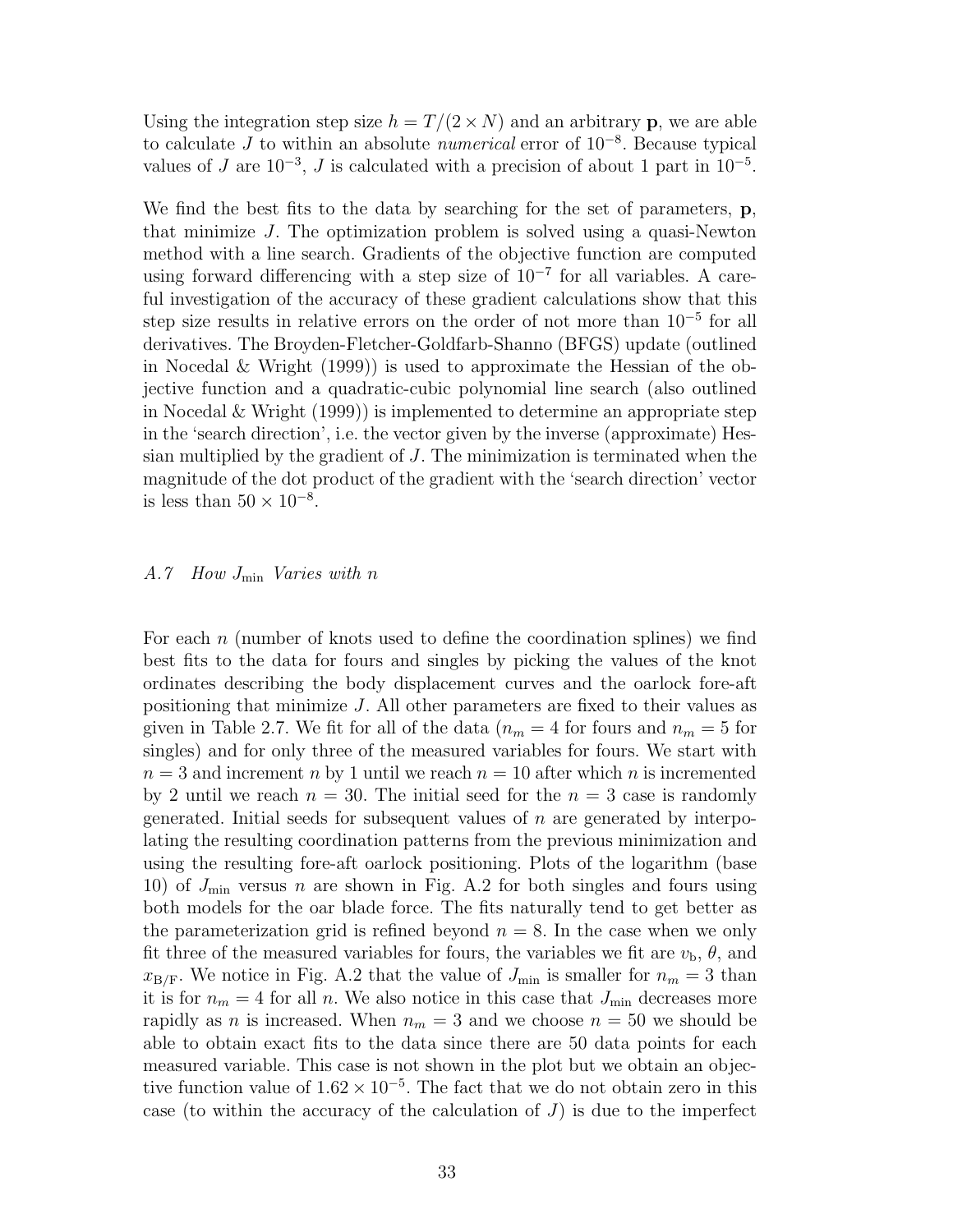Using the integration step size $h = T/(2 \times N)$ and an arbitrary $\mathbf{p}$, we are able to calculate $J$ to within an absolute *numerical* error of $10^{-8}$. Because typical values of $J$ are $10^{-3}$, $J$ is calculated with a precision of about 1 part in $10^{-5}$.

We find the best fits to the data by searching for the set of parameters, $\mathbf{p}$, that minimize $J$. The optimization problem is solved using a quasi-Newton method with a line search. Gradients of the objective function are computed using forward differencing with a step size of $10^{-7}$ for all variables. A careful investigation of the accuracy of these gradient calculations show that this step size results in relative errors on the order of not more than $10^{-5}$ for all derivatives. The Broyden-Fletcher-Goldfarb-Shanno (BFGS) update (outlined in Nocedal & Wright (1999)) is used to approximate the Hessian of the objective function and a quadratic-cubic polynomial line search (also outlined in Nocedal & Wright (1999)) is implemented to determine an appropriate step in the 'search direction', i.e. the vector given by the inverse (approximate) Hessian multiplied by the gradient of $J$. The minimization is terminated when the magnitude of the dot product of the gradient with the 'search direction' vector is less than $50 \times 10^{-8}$.

### *A.7 How $J_{\min}$ Varies with n*

For each $n$ (number of knots used to define the coordination splines) we find best fits to the data for fours and singles by picking the values of the knot ordinates describing the body displacement curves and the oarlock fore-aft positioning that minimize $J$. All other parameters are fixed to their values as given in Table 2.7. We fit for all of the data ($n_m = 4$ for fours and $n_m = 5$ for singles) and for only three of the measured variables for fours. We start with $n = 3$ and increment $n$ by 1 until we reach $n = 10$ after which $n$ is incremented by 2 until we reach $n = 30$. The initial seed for the $n = 3$ case is randomly generated. Initial seeds for subsequent values of $n$ are generated by interpolating the resulting coordination patterns from the previous minimization and using the resulting fore-aft oarlock positioning. Plots of the logarithm (base 10) of $J_{\min}$ versus $n$ are shown in Fig. A.2 for both singles and fours using both models for the oar blade force. The fits naturally tend to get better as the parameterization grid is refined beyond $n = 8$. In the case when we only fit three of the measured variables for fours, the variables we fit are $v_{\mathrm{b}}$, $\theta$, and $x_{\mathrm{B/F}}$. We notice in Fig. A.2 that the value of $J_{\min}$ is smaller for $n_m = 3$ than it is for $n_m = 4$ for all $n$. We also notice in this case that $J_{\min}$ decreases more rapidly as $n$ is increased. When $n_m = 3$ and we choose $n = 50$ we should be able to obtain exact fits to the data since there are 50 data points for each measured variable. This case is not shown in the plot but we obtain an objective function value of $1.62 \times 10^{-5}$. The fact that we do not obtain zero in this case (to within the accuracy of the calculation of $J$) is due to the imperfect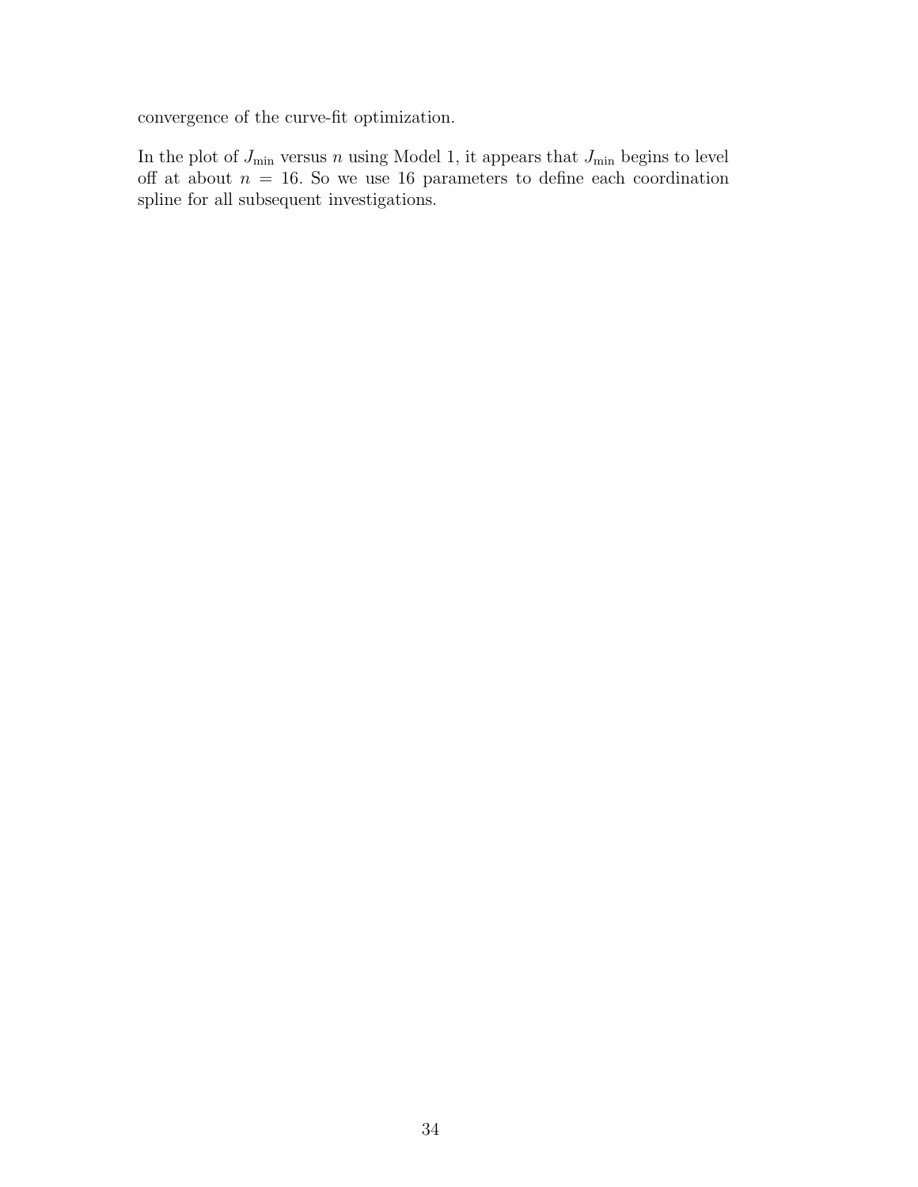convergence of the curve-fit optimization.

In the plot of $J_{\min}$ versus $n$ using Model 1, it appears that $J_{\min}$ begins to level off at about $n = 16$. So we use 16 parameters to define each coordination spline for all subsequent investigations.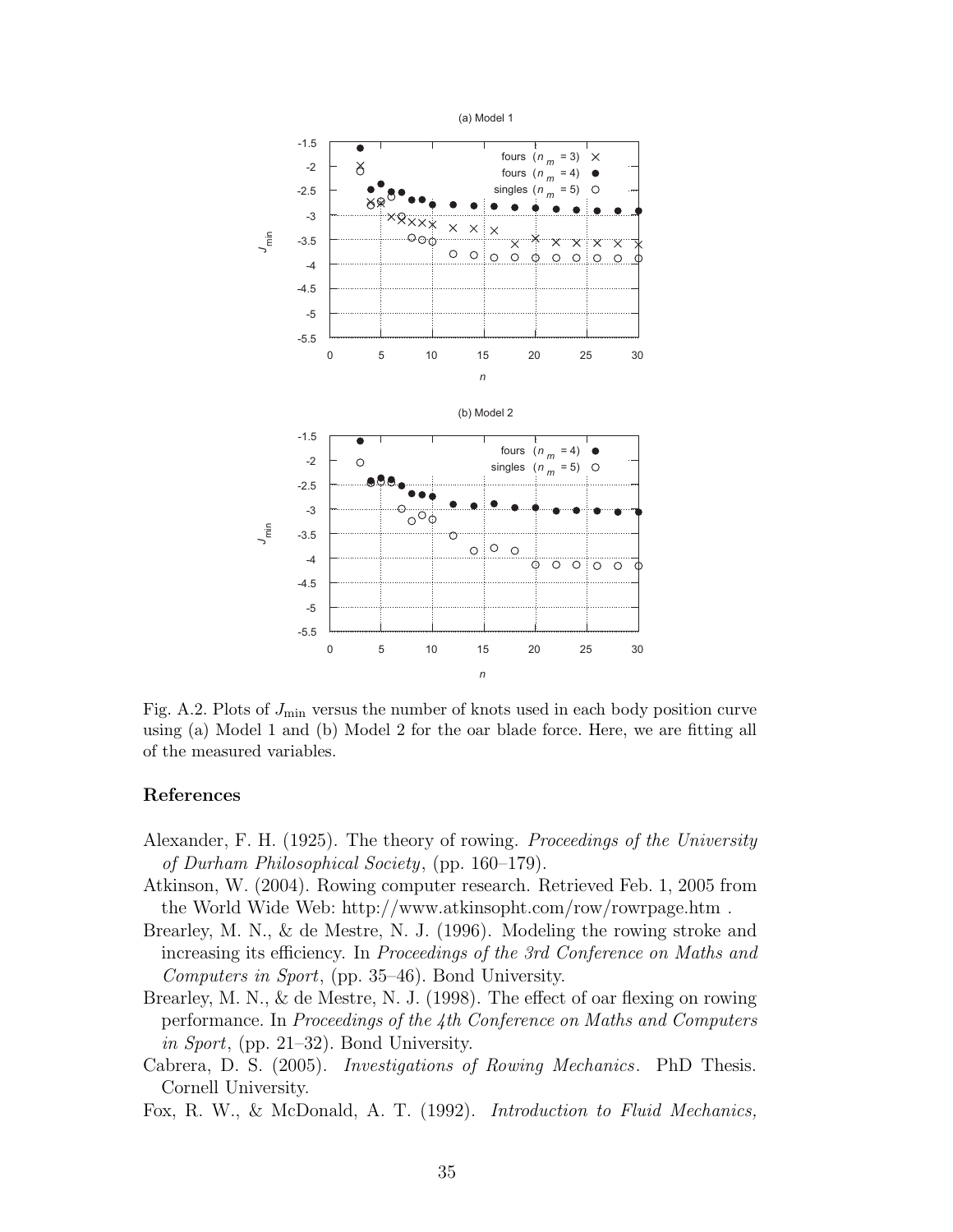Fig. A.2. Plots of $J_{\min}$ versus the number of knots used in each body position curve using (a) Model 1 and (b) Model 2 for the oar blade force. Here, we are fitting all of the measured variables.

## References

Alexander, F. H. (1925). The theory of rowing. *Proceedings of the University of Durham Philosophical Society*, (pp. 160–179).

Atkinson, W. (2004). Rowing computer research. Retrieved Feb. 1, 2005 from the World Wide Web: http://www.atkinsopht.com/row/rowrpage.htm .

Brearley, M. N., & de Mestre, N. J. (1996). Modeling the rowing stroke and increasing its efficiency. In *Proceedings of the 3rd Conference on Maths and Computers in Sport*, (pp. 35–46). Bond University.

Brearley, M. N., & de Mestre, N. J. (1998). The effect of oar flexing on rowing performance. In *Proceedings of the 4th Conference on Maths and Computers in Sport*, (pp. 21–32). Bond University.

Cabrera, D. S. (2005). *Investigations of Rowing Mechanics*. PhD Thesis. Cornell University.

Fox, R. W., & McDonald, A. T. (1992). *Introduction to Fluid Mechanics,*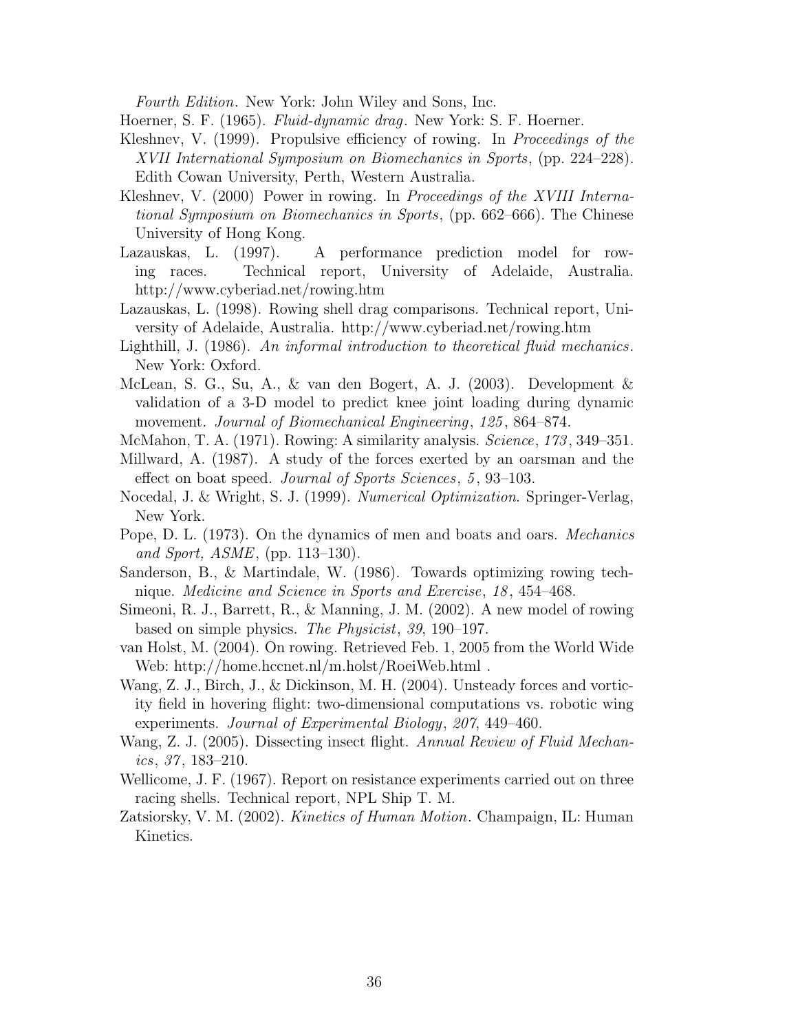*Fourth Edition*. New York: John Wiley and Sons, Inc.

Hoerner, S. F. (1965). *Fluid-dynamic drag*. New York: S. F. Hoerner.

Kleshnev, V. (1999). Propulsive efficiency of rowing. In *Proceedings of the XVII International Symposium on Biomechanics in Sports*, (pp. 224–228). Edith Cowan University, Perth, Western Australia.

Kleshnev, V. (2000) Power in rowing. In *Proceedings of the XVIII International Symposium on Biomechanics in Sports*, (pp. 662–666). The Chinese University of Hong Kong.

Lazauskas, L. (1997). A performance prediction model for rowing races. Technical report, University of Adelaide, Australia. http://www.cyberiad.net/rowing.htm

Lazauskas, L. (1998). Rowing shell drag comparisons. Technical report, University of Adelaide, Australia. http://www.cyberiad.net/rowing.htm

Lighthill, J. (1986). *An informal introduction to theoretical fluid mechanics*. New York: Oxford.

McLean, S. G., Su, A., & van den Bogert, A. J. (2003). Development & validation of a 3-D model to predict knee joint loading during dynamic movement. *Journal of Biomechanical Engineering*, *125*, 864–874.

McMahon, T. A. (1971). Rowing: A similarity analysis. *Science*, *173*, 349–351.

Millward, A. (1987). A study of the forces exerted by an oarsman and the effect on boat speed. *Journal of Sports Sciences*, *5*, 93–103.

Nocedal, J. & Wright, S. J. (1999). *Numerical Optimization*. Springer-Verlag, New York.

Pope, D. L. (1973). On the dynamics of men and boats and oars. *Mechanics and Sport, ASME*, (pp. 113–130).

Sanderson, B., & Martindale, W. (1986). Towards optimizing rowing technique. *Medicine and Science in Sports and Exercise*, *18*, 454–468.

Simeoni, R. J., Barrett, R., & Manning, J. M. (2002). A new model of rowing based on simple physics. *The Physicist*, *39*, 190–197.

van Holst, M. (2004). On rowing. Retrieved Feb. 1, 2005 from the World Wide Web: http://home.hccnet.nl/m.holst/RoeiWeb.html .

Wang, Z. J., Birch, J., & Dickinson, M. H. (2004). Unsteady forces and vorticity field in hovering flight: two-dimensional computations vs. robotic wing experiments. *Journal of Experimental Biology*, *207*, 449–460.

Wang, Z. J. (2005). Dissecting insect flight. *Annual Review of Fluid Mechanics*, *37*, 183–210.

Wellicome, J. F. (1967). Report on resistance experiments carried out on three racing shells. Technical report, NPL Ship T. M.

Zatsiorsky, V. M. (2002). *Kinetics of Human Motion*. Champaign, IL: Human Kinetics.